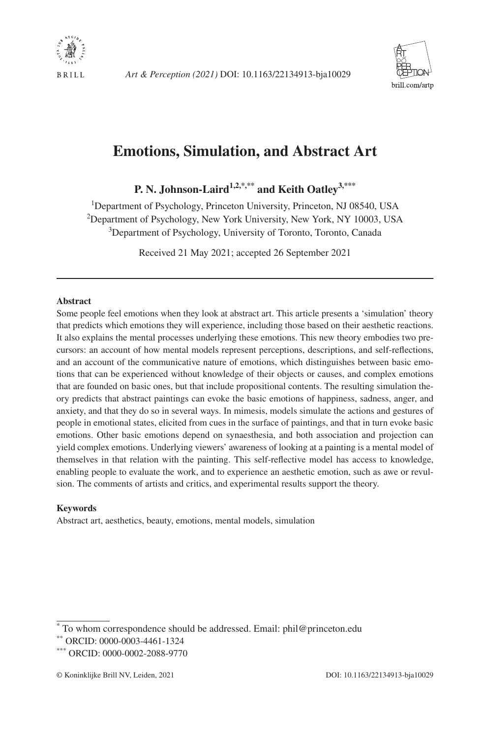# Emotions, Simulation, and Abstract Art

**P. N. Johnson-Laird[1,2,*,**] and Keith Oatley[3,***]**

[1]Department of Psychology, Princeton University, Princeton, NJ 08540, USA
[2]Department of Psychology, New York University, New York, NY 10003, USA
[3]Department of Psychology, University of Toronto, Toronto, Canada

Received 21 May 2021; accepted 26 September 2021

---

**Abstract**

Some people feel emotions when they look at abstract art. This article presents a 'simulation' theory that predicts which emotions they will experience, including those based on their aesthetic reactions. It also explains the mental processes underlying these emotions. This new theory embodies two precursors: an account of how mental models represent perceptions, descriptions, and self-reflections, and an account of the communicative nature of emotions, which distinguishes between basic emotions that can be experienced without knowledge of their objects or causes, and complex emotions that are founded on basic ones, but that include propositional contents. The resulting simulation theory predicts that abstract paintings can evoke the basic emotions of happiness, sadness, anger, and anxiety, and that they do so in several ways. In mimesis, models simulate the actions and gestures of people in emotional states, elicited from cues in the surface of paintings, and that in turn evoke basic emotions. Other basic emotions depend on synaesthesia, and both association and projection can yield complex emotions. Underlying viewers' awareness of looking at a painting is a mental model of themselves in that relation with the painting. This self-reflective model has access to knowledge, enabling people to evaluate the work, and to experience an aesthetic emotion, such as awe or revulsion. The comments of artists and critics, and experimental results support the theory.

**Keywords**

Abstract art, aesthetics, beauty, emotions, mental models, simulation

---

[*] To whom correspondence should be addressed. Email: phil@princeton.edu
[**] ORCID: 0000-0003-4461-1324
[***] ORCID: 0000-0002-2088-9770

© Koninklijke Brill NV, Leiden, 2021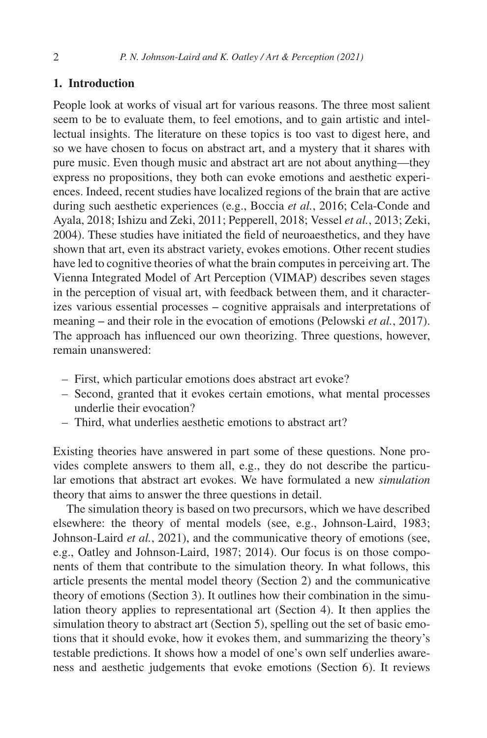## 1. Introduction

People look at works of visual art for various reasons. The three most salient seem to be to evaluate them, to feel emotions, and to gain artistic and intellectual insights. The literature on these topics is too vast to digest here, and so we have chosen to focus on abstract art, and a mystery that it shares with pure music. Even though music and abstract art are not about anything—they express no propositions, they both can evoke emotions and aesthetic experiences. Indeed, recent studies have localized regions of the brain that are active during such aesthetic experiences (e.g., Boccia *et al.*, 2016; Cela-Conde and Ayala, 2018; Ishizu and Zeki, 2011; Pepperell, 2018; Vessel *et al.*, 2013; Zeki, 2004). These studies have initiated the field of neuroaesthetics, and they have shown that art, even its abstract variety, evokes emotions. Other recent studies have led to cognitive theories of what the brain computes in perceiving art. The Vienna Integrated Model of Art Perception (VIMAP) describes seven stages in the perception of visual art, with feedback between them, and it characterizes various essential processes – cognitive appraisals and interpretations of meaning – and their role in the evocation of emotions (Pelowski *et al.*, 2017). The approach has influenced our own theorizing. Three questions, however, remain unanswered:

- First, which particular emotions does abstract art evoke?
- Second, granted that it evokes certain emotions, what mental processes underlie their evocation?
- Third, what underlies aesthetic emotions to abstract art?

Existing theories have answered in part some of these questions. None provides complete answers to them all, e.g., they do not describe the particular emotions that abstract art evokes. We have formulated a new *simulation* theory that aims to answer the three questions in detail.

The simulation theory is based on two precursors, which we have described elsewhere: the theory of mental models (see, e.g., Johnson-Laird, 1983; Johnson-Laird *et al.*, 2021), and the communicative theory of emotions (see, e.g., Oatley and Johnson-Laird, 1987; 2014). Our focus is on those components of them that contribute to the simulation theory. In what follows, this article presents the mental model theory (Section 2) and the communicative theory of emotions (Section 3). It outlines how their combination in the simulation theory applies to representational art (Section 4). It then applies the simulation theory to abstract art (Section 5), spelling out the set of basic emotions that it should evoke, how it evokes them, and summarizing the theory's testable predictions. It shows how a model of one's own self underlies awareness and aesthetic judgements that evoke emotions (Section 6). It reviews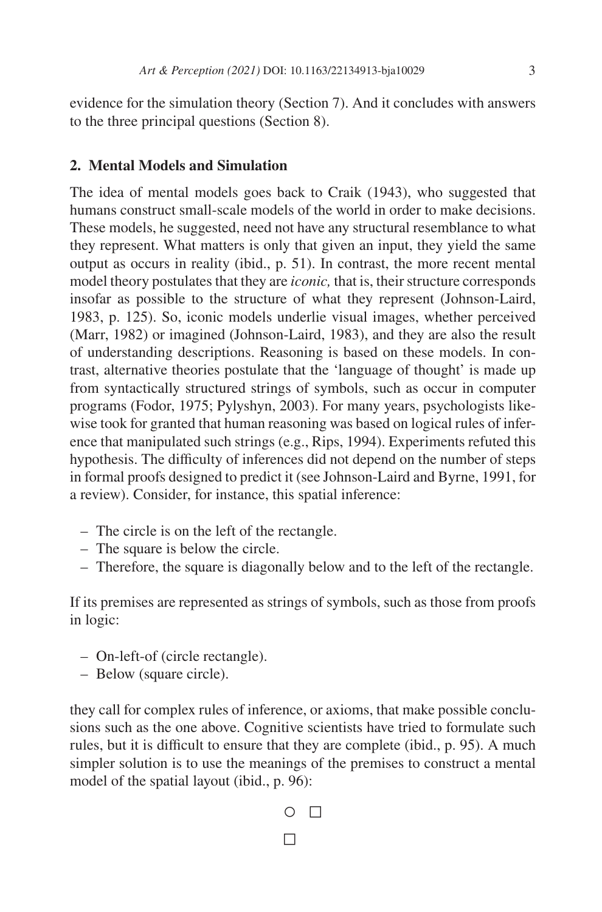evidence for the simulation theory (Section 7). And it concludes with answers to the three principal questions (Section 8).

## 2. Mental Models and Simulation

The idea of mental models goes back to Craik (1943), who suggested that humans construct small-scale models of the world in order to make decisions. These models, he suggested, need not have any structural resemblance to what they represent. What matters is only that given an input, they yield the same output as occurs in reality (ibid., p. 51). In contrast, the more recent mental model theory postulates that they are *iconic,* that is, their structure corresponds insofar as possible to the structure of what they represent (Johnson-Laird, 1983, p. 125). So, iconic models underlie visual images, whether perceived (Marr, 1982) or imagined (Johnson-Laird, 1983), and they are also the result of understanding descriptions. Reasoning is based on these models. In contrast, alternative theories postulate that the 'language of thought' is made up from syntactically structured strings of symbols, such as occur in computer programs (Fodor, 1975; Pylyshyn, 2003). For many years, psychologists likewise took for granted that human reasoning was based on logical rules of inference that manipulated such strings (e.g., Rips, 1994). Experiments refuted this hypothesis. The difficulty of inferences did not depend on the number of steps in formal proofs designed to predict it (see Johnson-Laird and Byrne, 1991, for a review). Consider, for instance, this spatial inference:

- The circle is on the left of the rectangle.
- The square is below the circle.
- Therefore, the square is diagonally below and to the left of the rectangle.

If its premises are represented as strings of symbols, such as those from proofs in logic:

- On-left-of (circle rectangle).
- Below (square circle).

they call for complex rules of inference, or axioms, that make possible conclusions such as the one above. Cognitive scientists have tried to formulate such rules, but it is difficult to ensure that they are complete (ibid., p. 95). A much simpler solution is to use the meanings of the premises to construct a mental model of the spatial layout (ibid., p. 96):

```
○ □
□
```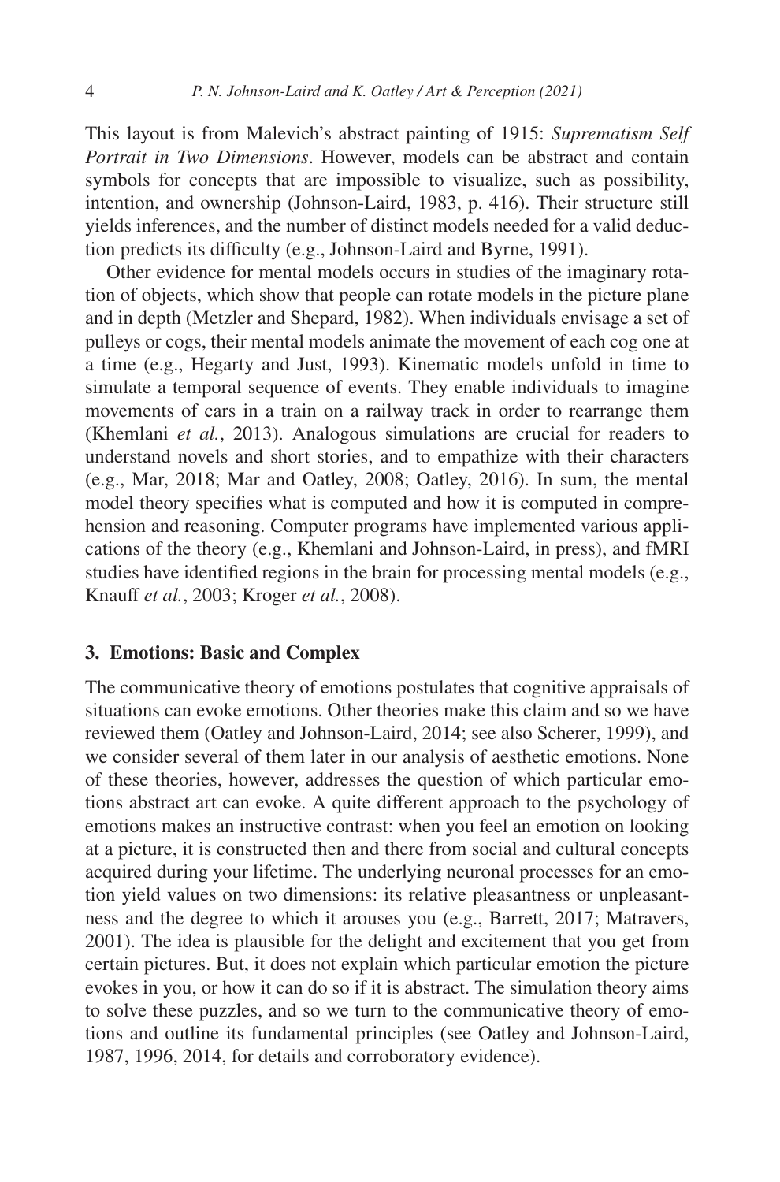This layout is from Malevich's abstract painting of 1915: *Suprematism Self Portrait in Two Dimensions*. However, models can be abstract and contain symbols for concepts that are impossible to visualize, such as possibility, intention, and ownership (Johnson-Laird, 1983, p. 416). Their structure still yields inferences, and the number of distinct models needed for a valid deduction predicts its difficulty (e.g., Johnson-Laird and Byrne, 1991).

Other evidence for mental models occurs in studies of the imaginary rotation of objects, which show that people can rotate models in the picture plane and in depth (Metzler and Shepard, 1982). When individuals envisage a set of pulleys or cogs, their mental models animate the movement of each cog one at a time (e.g., Hegarty and Just, 1993). Kinematic models unfold in time to simulate a temporal sequence of events. They enable individuals to imagine movements of cars in a train on a railway track in order to rearrange them (Khemlani *et al.*, 2013). Analogous simulations are crucial for readers to understand novels and short stories, and to empathize with their characters (e.g., Mar, 2018; Mar and Oatley, 2008; Oatley, 2016). In sum, the mental model theory specifies what is computed and how it is computed in comprehension and reasoning. Computer programs have implemented various applications of the theory (e.g., Khemlani and Johnson-Laird, in press), and fMRI studies have identified regions in the brain for processing mental models (e.g., Knauff *et al.*, 2003; Kroger *et al.*, 2008).

## 3. Emotions: Basic and Complex

The communicative theory of emotions postulates that cognitive appraisals of situations can evoke emotions. Other theories make this claim and so we have reviewed them (Oatley and Johnson-Laird, 2014; see also Scherer, 1999), and we consider several of them later in our analysis of aesthetic emotions. None of these theories, however, addresses the question of which particular emotions abstract art can evoke. A quite different approach to the psychology of emotions makes an instructive contrast: when you feel an emotion on looking at a picture, it is constructed then and there from social and cultural concepts acquired during your lifetime. The underlying neuronal processes for an emotion yield values on two dimensions: its relative pleasantness or unpleasantness and the degree to which it arouses you (e.g., Barrett, 2017; Matravers, 2001). The idea is plausible for the delight and excitement that you get from certain pictures. But, it does not explain which particular emotion the picture evokes in you, or how it can do so if it is abstract. The simulation theory aims to solve these puzzles, and so we turn to the communicative theory of emotions and outline its fundamental principles (see Oatley and Johnson-Laird, 1987, 1996, 2014, for details and corroboratory evidence).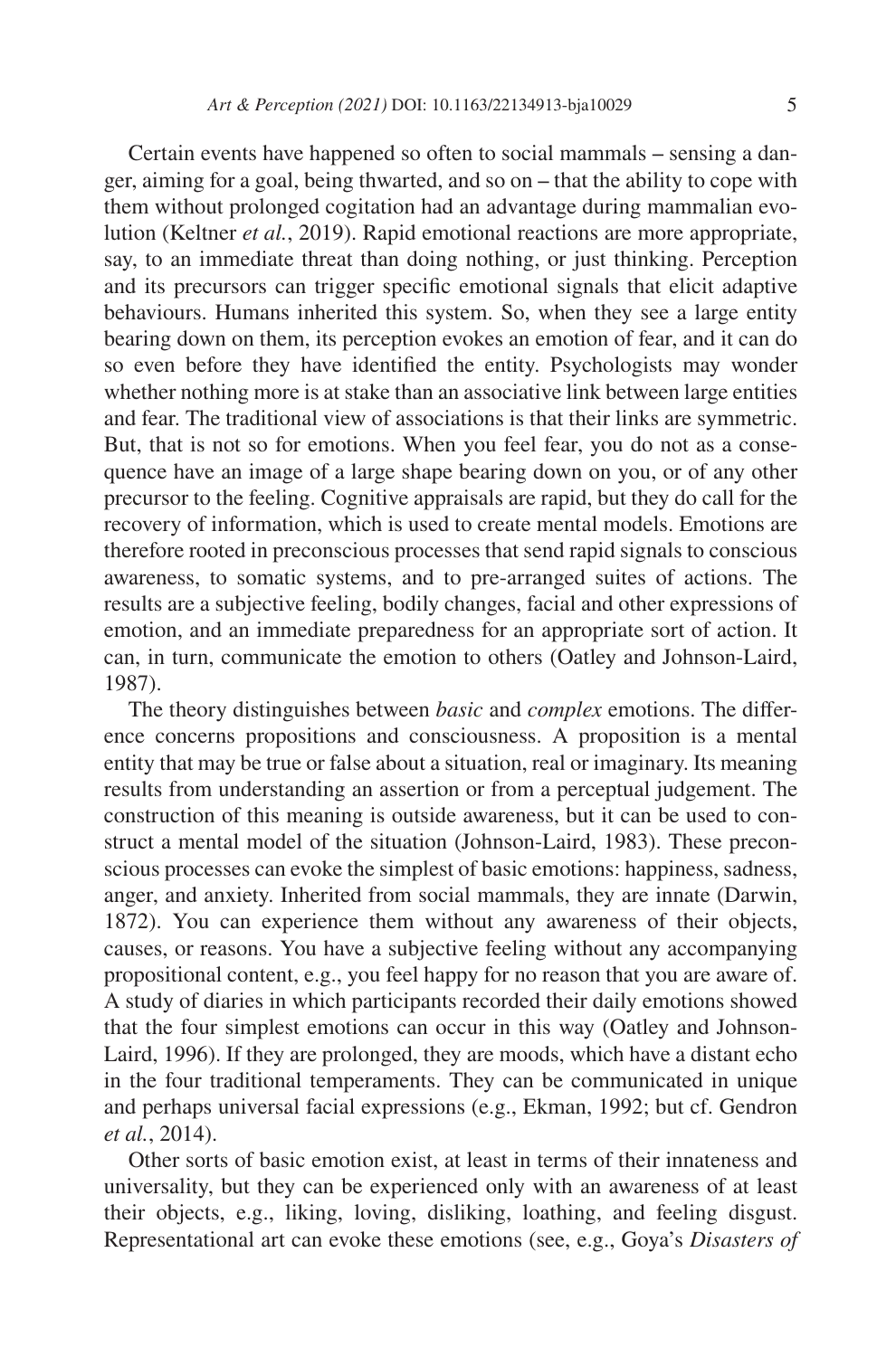Certain events have happened so often to social mammals – sensing a danger, aiming for a goal, being thwarted, and so on – that the ability to cope with them without prolonged cogitation had an advantage during mammalian evolution (Keltner *et al.*, 2019). Rapid emotional reactions are more appropriate, say, to an immediate threat than doing nothing, or just thinking. Perception and its precursors can trigger specific emotional signals that elicit adaptive behaviours. Humans inherited this system. So, when they see a large entity bearing down on them, its perception evokes an emotion of fear, and it can do so even before they have identified the entity. Psychologists may wonder whether nothing more is at stake than an associative link between large entities and fear. The traditional view of associations is that their links are symmetric. But, that is not so for emotions. When you feel fear, you do not as a consequence have an image of a large shape bearing down on you, or of any other precursor to the feeling. Cognitive appraisals are rapid, but they do call for the recovery of information, which is used to create mental models. Emotions are therefore rooted in preconscious processes that send rapid signals to conscious awareness, to somatic systems, and to pre-arranged suites of actions. The results are a subjective feeling, bodily changes, facial and other expressions of emotion, and an immediate preparedness for an appropriate sort of action. It can, in turn, communicate the emotion to others (Oatley and Johnson-Laird, 1987).

The theory distinguishes between *basic* and *complex* emotions. The difference concerns propositions and consciousness. A proposition is a mental entity that may be true or false about a situation, real or imaginary. Its meaning results from understanding an assertion or from a perceptual judgement. The construction of this meaning is outside awareness, but it can be used to construct a mental model of the situation (Johnson-Laird, 1983). These preconscious processes can evoke the simplest of basic emotions: happiness, sadness, anger, and anxiety. Inherited from social mammals, they are innate (Darwin, 1872). You can experience them without any awareness of their objects, causes, or reasons. You have a subjective feeling without any accompanying propositional content, e.g., you feel happy for no reason that you are aware of. A study of diaries in which participants recorded their daily emotions showed that the four simplest emotions can occur in this way (Oatley and Johnson-Laird, 1996). If they are prolonged, they are moods, which have a distant echo in the four traditional temperaments. They can be communicated in unique and perhaps universal facial expressions (e.g., Ekman, 1992; but cf. Gendron *et al.*, 2014).

Other sorts of basic emotion exist, at least in terms of their innateness and universality, but they can be experienced only with an awareness of at least their objects, e.g., liking, loving, disliking, loathing, and feeling disgust. Representational art can evoke these emotions (see, e.g., Goya's *Disasters of*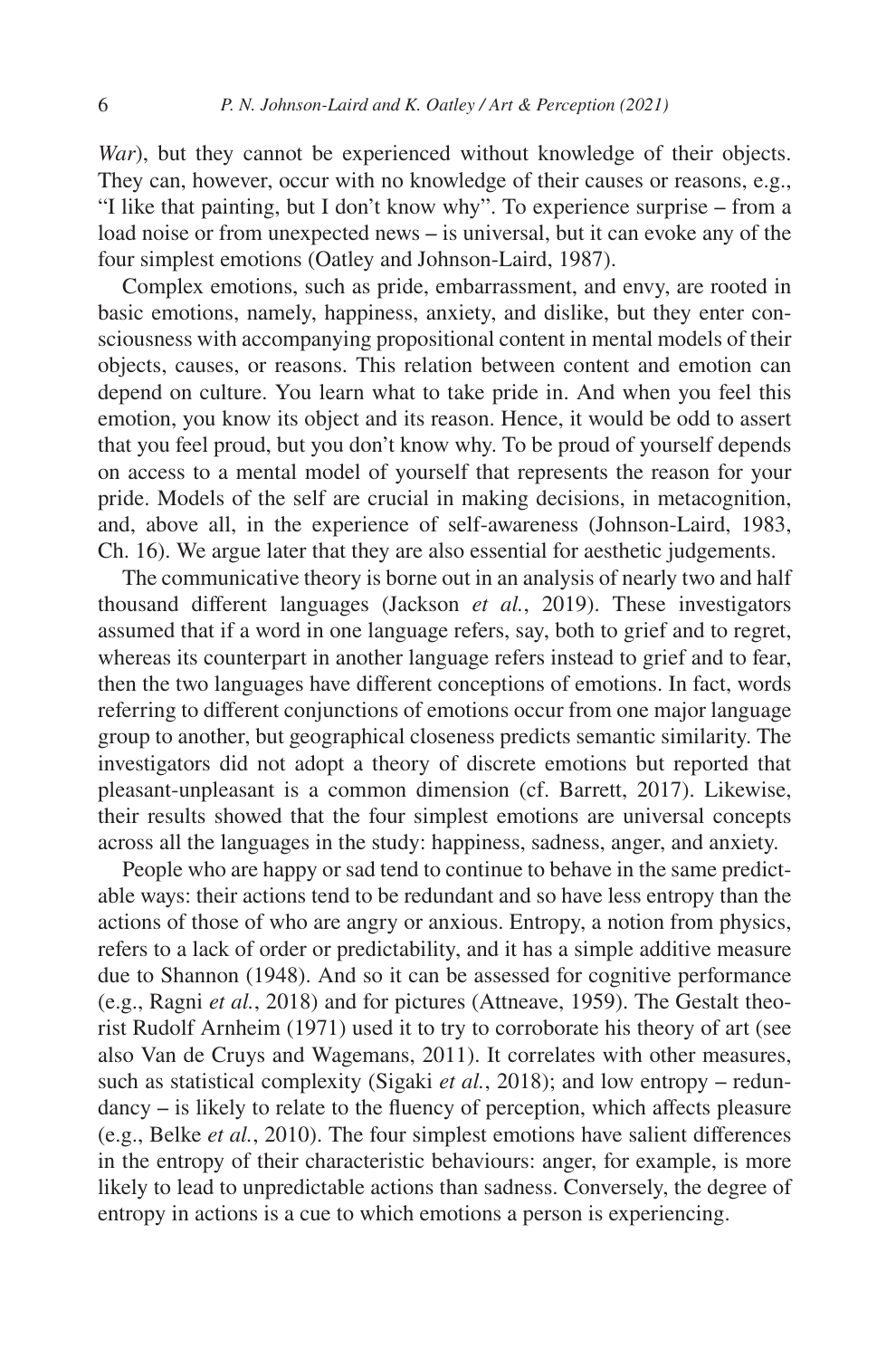*War*), but they cannot be experienced without knowledge of their objects. They can, however, occur with no knowledge of their causes or reasons, e.g., "I like that painting, but I don't know why". To experience surprise – from a load noise or from unexpected news – is universal, but it can evoke any of the four simplest emotions (Oatley and Johnson-Laird, 1987).

Complex emotions, such as pride, embarrassment, and envy, are rooted in basic emotions, namely, happiness, anxiety, and dislike, but they enter consciousness with accompanying propositional content in mental models of their objects, causes, or reasons. This relation between content and emotion can depend on culture. You learn what to take pride in. And when you feel this emotion, you know its object and its reason. Hence, it would be odd to assert that you feel proud, but you don't know why. To be proud of yourself depends on access to a mental model of yourself that represents the reason for your pride. Models of the self are crucial in making decisions, in metacognition, and, above all, in the experience of self-awareness (Johnson-Laird, 1983, Ch. 16). We argue later that they are also essential for aesthetic judgements.

The communicative theory is borne out in an analysis of nearly two and half thousand different languages (Jackson *et al.*, 2019). These investigators assumed that if a word in one language refers, say, both to grief and to regret, whereas its counterpart in another language refers instead to grief and to fear, then the two languages have different conceptions of emotions. In fact, words referring to different conjunctions of emotions occur from one major language group to another, but geographical closeness predicts semantic similarity. The investigators did not adopt a theory of discrete emotions but reported that pleasant-unpleasant is a common dimension (cf. Barrett, 2017). Likewise, their results showed that the four simplest emotions are universal concepts across all the languages in the study: happiness, sadness, anger, and anxiety.

People who are happy or sad tend to continue to behave in the same predictable ways: their actions tend to be redundant and so have less entropy than the actions of those of who are angry or anxious. Entropy, a notion from physics, refers to a lack of order or predictability, and it has a simple additive measure due to Shannon (1948). And so it can be assessed for cognitive performance (e.g., Ragni *et al.*, 2018) and for pictures (Attneave, 1959). The Gestalt theorist Rudolf Arnheim (1971) used it to try to corroborate his theory of art (see also Van de Cruys and Wagemans, 2011). It correlates with other measures, such as statistical complexity (Sigaki *et al.*, 2018); and low entropy – redundancy – is likely to relate to the fluency of perception, which affects pleasure (e.g., Belke *et al.*, 2010). The four simplest emotions have salient differences in the entropy of their characteristic behaviours: anger, for example, is more likely to lead to unpredictable actions than sadness. Conversely, the degree of entropy in actions is a cue to which emotions a person is experiencing.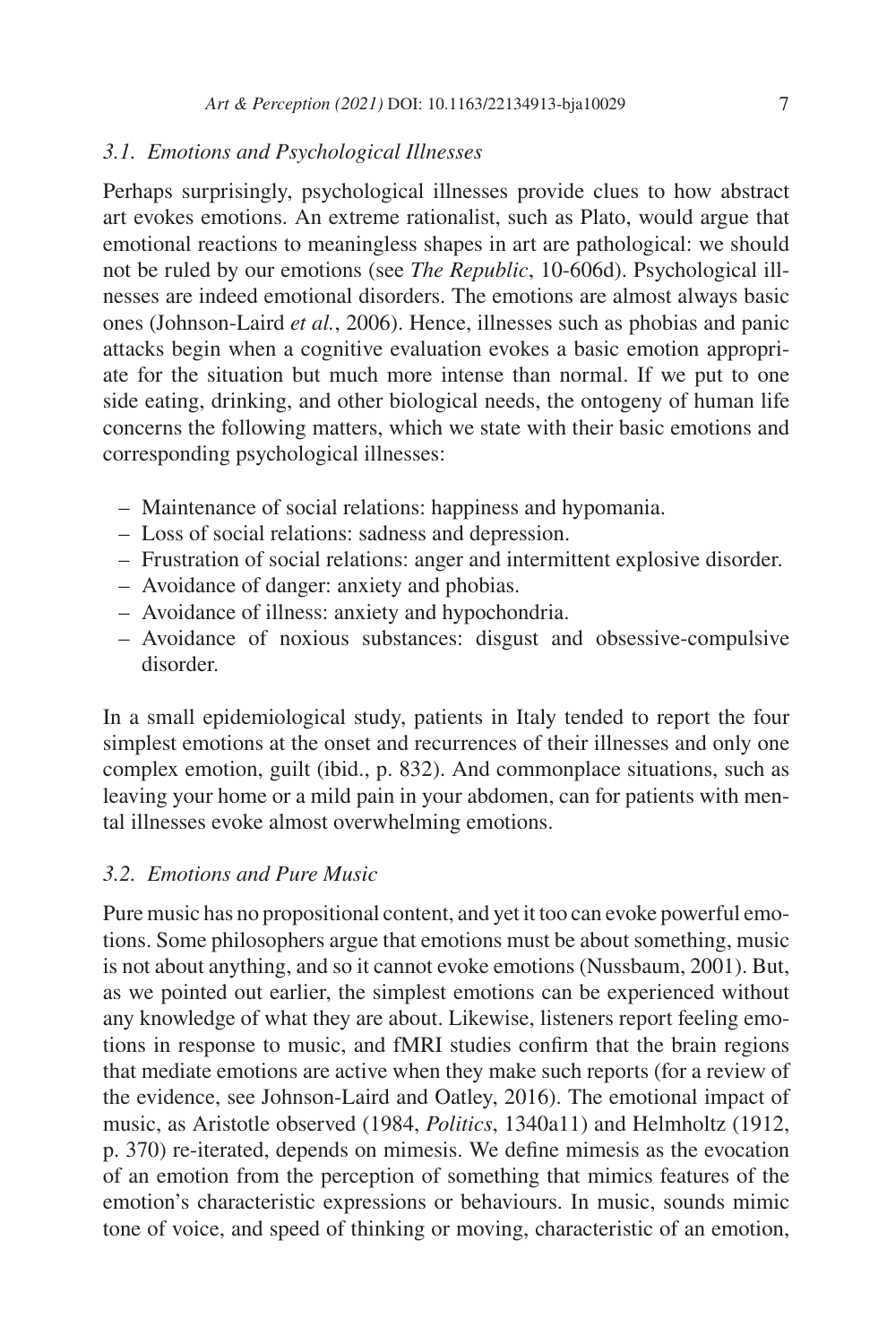### *3.1. Emotions and Psychological Illnesses*

Perhaps surprisingly, psychological illnesses provide clues to how abstract art evokes emotions. An extreme rationalist, such as Plato, would argue that emotional reactions to meaningless shapes in art are pathological: we should not be ruled by our emotions (see *The Republic*, 10-606d). Psychological illnesses are indeed emotional disorders. The emotions are almost always basic ones (Johnson-Laird *et al.*, 2006). Hence, illnesses such as phobias and panic attacks begin when a cognitive evaluation evokes a basic emotion appropriate for the situation but much more intense than normal. If we put to one side eating, drinking, and other biological needs, the ontogeny of human life concerns the following matters, which we state with their basic emotions and corresponding psychological illnesses:

- Maintenance of social relations: happiness and hypomania.
- Loss of social relations: sadness and depression.
- Frustration of social relations: anger and intermittent explosive disorder.
- Avoidance of danger: anxiety and phobias.
- Avoidance of illness: anxiety and hypochondria.
- Avoidance of noxious substances: disgust and obsessive-compulsive disorder.

In a small epidemiological study, patients in Italy tended to report the four simplest emotions at the onset and recurrences of their illnesses and only one complex emotion, guilt (ibid., p. 832). And commonplace situations, such as leaving your home or a mild pain in your abdomen, can for patients with mental illnesses evoke almost overwhelming emotions.

### *3.2. Emotions and Pure Music*

Pure music has no propositional content, and yet it too can evoke powerful emotions. Some philosophers argue that emotions must be about something, music is not about anything, and so it cannot evoke emotions (Nussbaum, 2001). But, as we pointed out earlier, the simplest emotions can be experienced without any knowledge of what they are about. Likewise, listeners report feeling emotions in response to music, and fMRI studies confirm that the brain regions that mediate emotions are active when they make such reports (for a review of the evidence, see Johnson-Laird and Oatley, 2016). The emotional impact of music, as Aristotle observed (1984, *Politics*, 1340a11) and Helmholtz (1912, p. 370) re-iterated, depends on mimesis. We define mimesis as the evocation of an emotion from the perception of something that mimics features of the emotion's characteristic expressions or behaviours. In music, sounds mimic tone of voice, and speed of thinking or moving, characteristic of an emotion,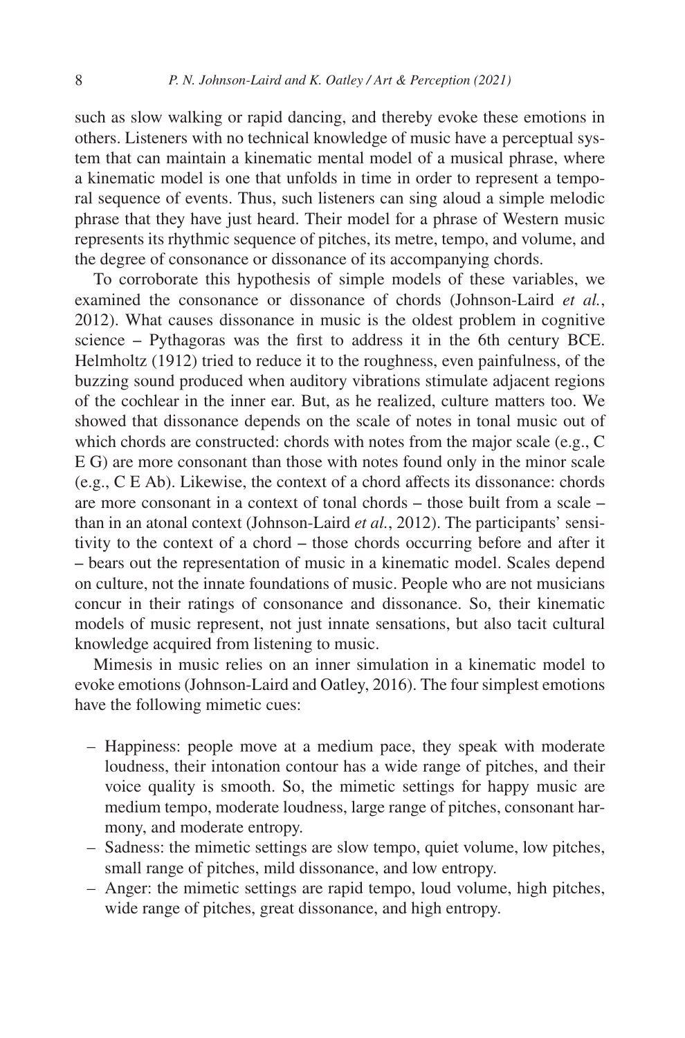such as slow walking or rapid dancing, and thereby evoke these emotions in others. Listeners with no technical knowledge of music have a perceptual system that can maintain a kinematic mental model of a musical phrase, where a kinematic model is one that unfolds in time in order to represent a temporal sequence of events. Thus, such listeners can sing aloud a simple melodic phrase that they have just heard. Their model for a phrase of Western music represents its rhythmic sequence of pitches, its metre, tempo, and volume, and the degree of consonance or dissonance of its accompanying chords.

To corroborate this hypothesis of simple models of these variables, we examined the consonance or dissonance of chords (Johnson-Laird *et al.*, 2012). What causes dissonance in music is the oldest problem in cognitive science – Pythagoras was the first to address it in the 6th century BCE. Helmholtz (1912) tried to reduce it to the roughness, even painfulness, of the buzzing sound produced when auditory vibrations stimulate adjacent regions of the cochlear in the inner ear. But, as he realized, culture matters too. We showed that dissonance depends on the scale of notes in tonal music out of which chords are constructed: chords with notes from the major scale (e.g., C E G) are more consonant than those with notes found only in the minor scale (e.g., C E Ab). Likewise, the context of a chord affects its dissonance: chords are more consonant in a context of tonal chords – those built from a scale – than in an atonal context (Johnson-Laird *et al.*, 2012). The participants' sensitivity to the context of a chord – those chords occurring before and after it – bears out the representation of music in a kinematic model. Scales depend on culture, not the innate foundations of music. People who are not musicians concur in their ratings of consonance and dissonance. So, their kinematic models of music represent, not just innate sensations, but also tacit cultural knowledge acquired from listening to music.

Mimesis in music relies on an inner simulation in a kinematic model to evoke emotions (Johnson-Laird and Oatley, 2016). The four simplest emotions have the following mimetic cues:

- Happiness: people move at a medium pace, they speak with moderate loudness, their intonation contour has a wide range of pitches, and their voice quality is smooth. So, the mimetic settings for happy music are medium tempo, moderate loudness, large range of pitches, consonant harmony, and moderate entropy.
- Sadness: the mimetic settings are slow tempo, quiet volume, low pitches, small range of pitches, mild dissonance, and low entropy.
- Anger: the mimetic settings are rapid tempo, loud volume, high pitches, wide range of pitches, great dissonance, and high entropy.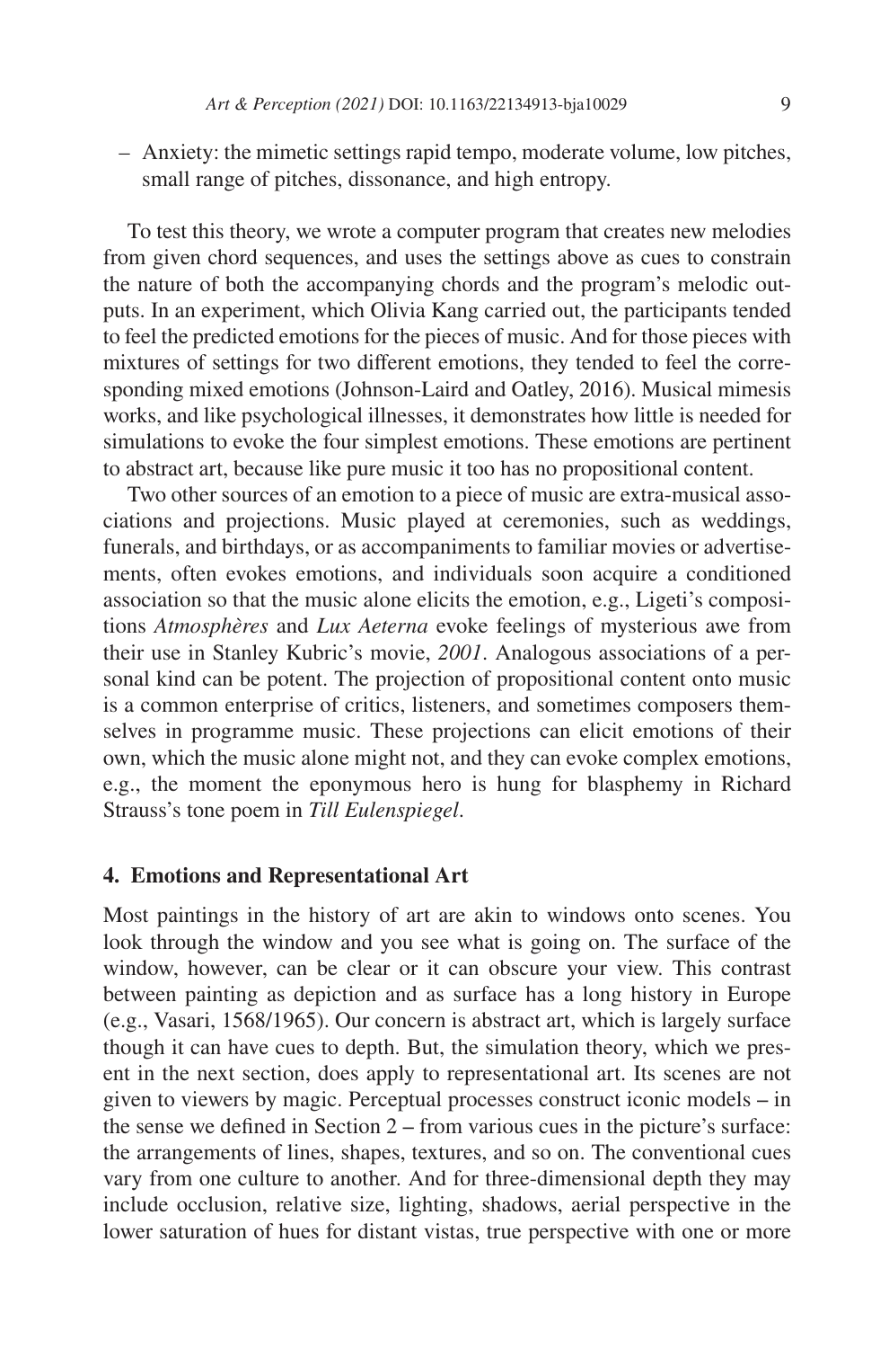– Anxiety: the mimetic settings rapid tempo, moderate volume, low pitches, small range of pitches, dissonance, and high entropy.

To test this theory, we wrote a computer program that creates new melodies from given chord sequences, and uses the settings above as cues to constrain the nature of both the accompanying chords and the program's melodic outputs. In an experiment, which Olivia Kang carried out, the participants tended to feel the predicted emotions for the pieces of music. And for those pieces with mixtures of settings for two different emotions, they tended to feel the corresponding mixed emotions (Johnson-Laird and Oatley, 2016). Musical mimesis works, and like psychological illnesses, it demonstrates how little is needed for simulations to evoke the four simplest emotions. These emotions are pertinent to abstract art, because like pure music it too has no propositional content.

Two other sources of an emotion to a piece of music are extra-musical associations and projections. Music played at ceremonies, such as weddings, funerals, and birthdays, or as accompaniments to familiar movies or advertisements, often evokes emotions, and individuals soon acquire a conditioned association so that the music alone elicits the emotion, e.g., Ligeti's compositions *Atmosphères* and *Lux Aeterna* evoke feelings of mysterious awe from their use in Stanley Kubric's movie, *2001*. Analogous associations of a personal kind can be potent. The projection of propositional content onto music is a common enterprise of critics, listeners, and sometimes composers themselves in programme music. These projections can elicit emotions of their own, which the music alone might not, and they can evoke complex emotions, e.g., the moment the eponymous hero is hung for blasphemy in Richard Strauss's tone poem in *Till Eulenspiegel*.

## 4. Emotions and Representational Art

Most paintings in the history of art are akin to windows onto scenes. You look through the window and you see what is going on. The surface of the window, however, can be clear or it can obscure your view. This contrast between painting as depiction and as surface has a long history in Europe (e.g., Vasari, 1568/1965). Our concern is abstract art, which is largely surface though it can have cues to depth. But, the simulation theory, which we present in the next section, does apply to representational art. Its scenes are not given to viewers by magic. Perceptual processes construct iconic models – in the sense we defined in Section 2 – from various cues in the picture's surface: the arrangements of lines, shapes, textures, and so on. The conventional cues vary from one culture to another. And for three-dimensional depth they may include occlusion, relative size, lighting, shadows, aerial perspective in the lower saturation of hues for distant vistas, true perspective with one or more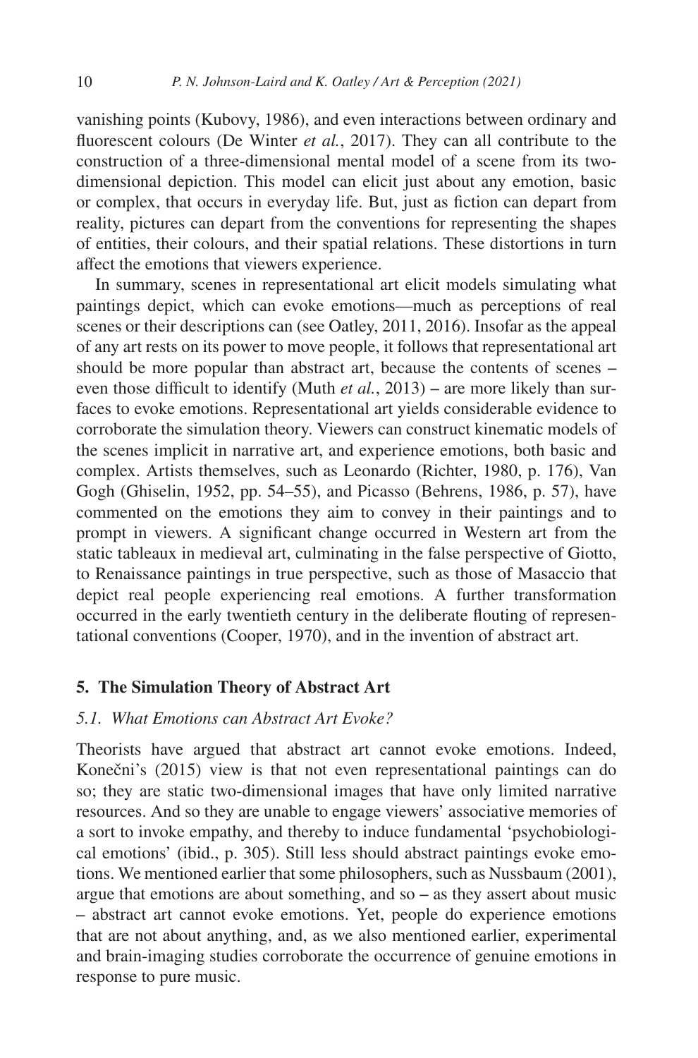vanishing points (Kubovy, 1986), and even interactions between ordinary and fluorescent colours (De Winter *et al.*, 2017). They can all contribute to the construction of a three-dimensional mental model of a scene from its two-dimensional depiction. This model can elicit just about any emotion, basic or complex, that occurs in everyday life. But, just as fiction can depart from reality, pictures can depart from the conventions for representing the shapes of entities, their colours, and their spatial relations. These distortions in turn affect the emotions that viewers experience.

In summary, scenes in representational art elicit models simulating what paintings depict, which can evoke emotions—much as perceptions of real scenes or their descriptions can (see Oatley, 2011, 2016). Insofar as the appeal of any art rests on its power to move people, it follows that representational art should be more popular than abstract art, because the contents of scenes – even those difficult to identify (Muth *et al.*, 2013) – are more likely than surfaces to evoke emotions. Representational art yields considerable evidence to corroborate the simulation theory. Viewers can construct kinematic models of the scenes implicit in narrative art, and experience emotions, both basic and complex. Artists themselves, such as Leonardo (Richter, 1980, p. 176), Van Gogh (Ghiselin, 1952, pp. 54–55), and Picasso (Behrens, 1986, p. 57), have commented on the emotions they aim to convey in their paintings and to prompt in viewers. A significant change occurred in Western art from the static tableaux in medieval art, culminating in the false perspective of Giotto, to Renaissance paintings in true perspective, such as those of Masaccio that depict real people experiencing real emotions. A further transformation occurred in the early twentieth century in the deliberate flouting of representational conventions (Cooper, 1970), and in the invention of abstract art.

## 5. The Simulation Theory of Abstract Art

### *5.1. What Emotions can Abstract Art Evoke?*

Theorists have argued that abstract art cannot evoke emotions. Indeed, Konečni's (2015) view is that not even representational paintings can do so; they are static two-dimensional images that have only limited narrative resources. And so they are unable to engage viewers' associative memories of a sort to invoke empathy, and thereby to induce fundamental 'psychobiological emotions' (ibid., p. 305). Still less should abstract paintings evoke emotions. We mentioned earlier that some philosophers, such as Nussbaum (2001), argue that emotions are about something, and so – as they assert about music – abstract art cannot evoke emotions. Yet, people do experience emotions that are not about anything, and, as we also mentioned earlier, experimental and brain-imaging studies corroborate the occurrence of genuine emotions in response to pure music.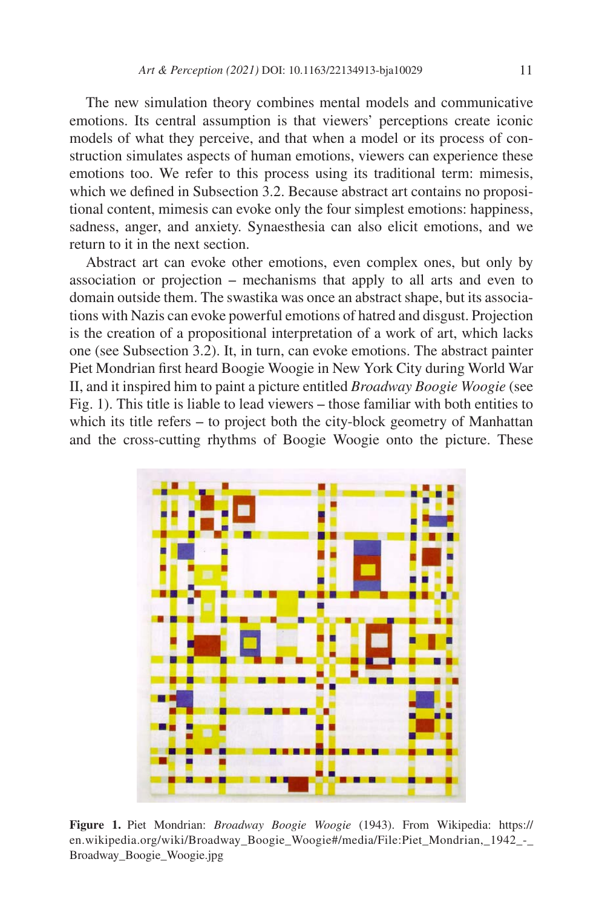The new simulation theory combines mental models and communicative emotions. Its central assumption is that viewers' perceptions create iconic models of what they perceive, and that when a model or its process of construction simulates aspects of human emotions, viewers can experience these emotions too. We refer to this process using its traditional term: mimesis, which we defined in Subsection 3.2. Because abstract art contains no propositional content, mimesis can evoke only the four simplest emotions: happiness, sadness, anger, and anxiety. Synaesthesia can also elicit emotions, and we return to it in the next section.

Abstract art can evoke other emotions, even complex ones, but only by association or projection – mechanisms that apply to all arts and even to domain outside them. The swastika was once an abstract shape, but its associations with Nazis can evoke powerful emotions of hatred and disgust. Projection is the creation of a propositional interpretation of a work of art, which lacks one (see Subsection 3.2). It, in turn, can evoke emotions. The abstract painter Piet Mondrian first heard Boogie Woogie in New York City during World War II, and it inspired him to paint a picture entitled *Broadway Boogie Woogie* (see Fig. 1). This title is liable to lead viewers – those familiar with both entities to which its title refers – to project both the city-block geometry of Manhattan and the cross-cutting rhythms of Boogie Woogie onto the picture. These

**Figure 1.** Piet Mondrian: *Broadway Boogie Woogie* (1943). From Wikipedia: https://en.wikipedia.org/wiki/Broadway_Boogie_Woogie#/media/File:Piet_Mondrian,_1942_-_Broadway_Boogie_Woogie.jpg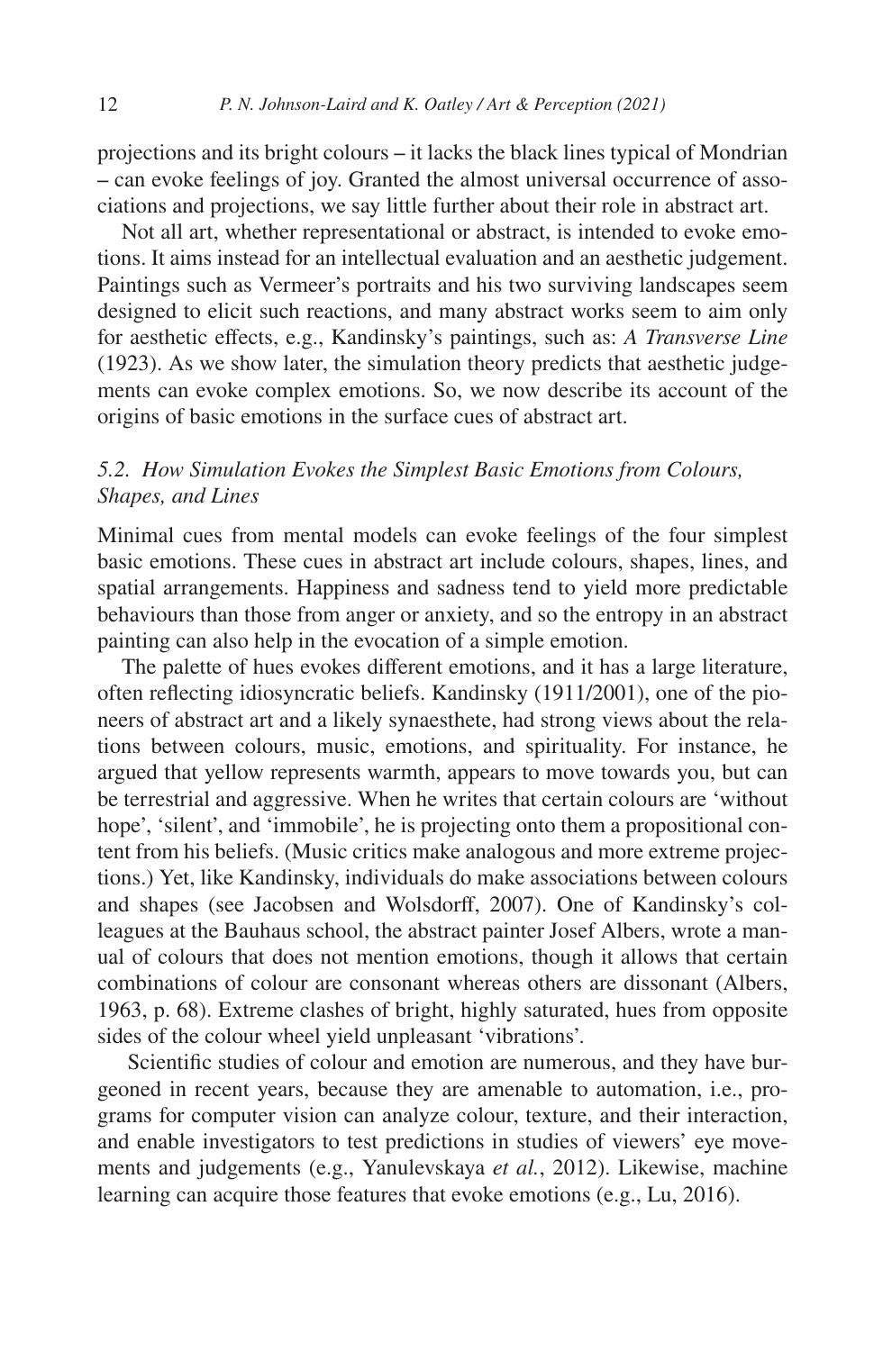projections and its bright colours – it lacks the black lines typical of Mondrian – can evoke feelings of joy. Granted the almost universal occurrence of associations and projections, we say little further about their role in abstract art.

Not all art, whether representational or abstract, is intended to evoke emotions. It aims instead for an intellectual evaluation and an aesthetic judgement. Paintings such as Vermeer's portraits and his two surviving landscapes seem designed to elicit such reactions, and many abstract works seem to aim only for aesthetic effects, e.g., Kandinsky's paintings, such as: *A Transverse Line* (1923). As we show later, the simulation theory predicts that aesthetic judgements can evoke complex emotions. So, we now describe its account of the origins of basic emotions in the surface cues of abstract art.

### *5.2. How Simulation Evokes the Simplest Basic Emotions from Colours, Shapes, and Lines*

Minimal cues from mental models can evoke feelings of the four simplest basic emotions. These cues in abstract art include colours, shapes, lines, and spatial arrangements. Happiness and sadness tend to yield more predictable behaviours than those from anger or anxiety, and so the entropy in an abstract painting can also help in the evocation of a simple emotion.

The palette of hues evokes different emotions, and it has a large literature, often reflecting idiosyncratic beliefs. Kandinsky (1911/2001), one of the pioneers of abstract art and a likely synaesthete, had strong views about the relations between colours, music, emotions, and spirituality. For instance, he argued that yellow represents warmth, appears to move towards you, but can be terrestrial and aggressive. When he writes that certain colours are 'without hope', 'silent', and 'immobile', he is projecting onto them a propositional content from his beliefs. (Music critics make analogous and more extreme projections.) Yet, like Kandinsky, individuals do make associations between colours and shapes (see Jacobsen and Wolsdorff, 2007). One of Kandinsky's colleagues at the Bauhaus school, the abstract painter Josef Albers, wrote a manual of colours that does not mention emotions, though it allows that certain combinations of colour are consonant whereas others are dissonant (Albers, 1963, p. 68). Extreme clashes of bright, highly saturated, hues from opposite sides of the colour wheel yield unpleasant 'vibrations'.

Scientific studies of colour and emotion are numerous, and they have burgeoned in recent years, because they are amenable to automation, i.e., programs for computer vision can analyze colour, texture, and their interaction, and enable investigators to test predictions in studies of viewers' eye movements and judgements (e.g., Yanulevskaya *et al.*, 2012). Likewise, machine learning can acquire those features that evoke emotions (e.g., Lu, 2016).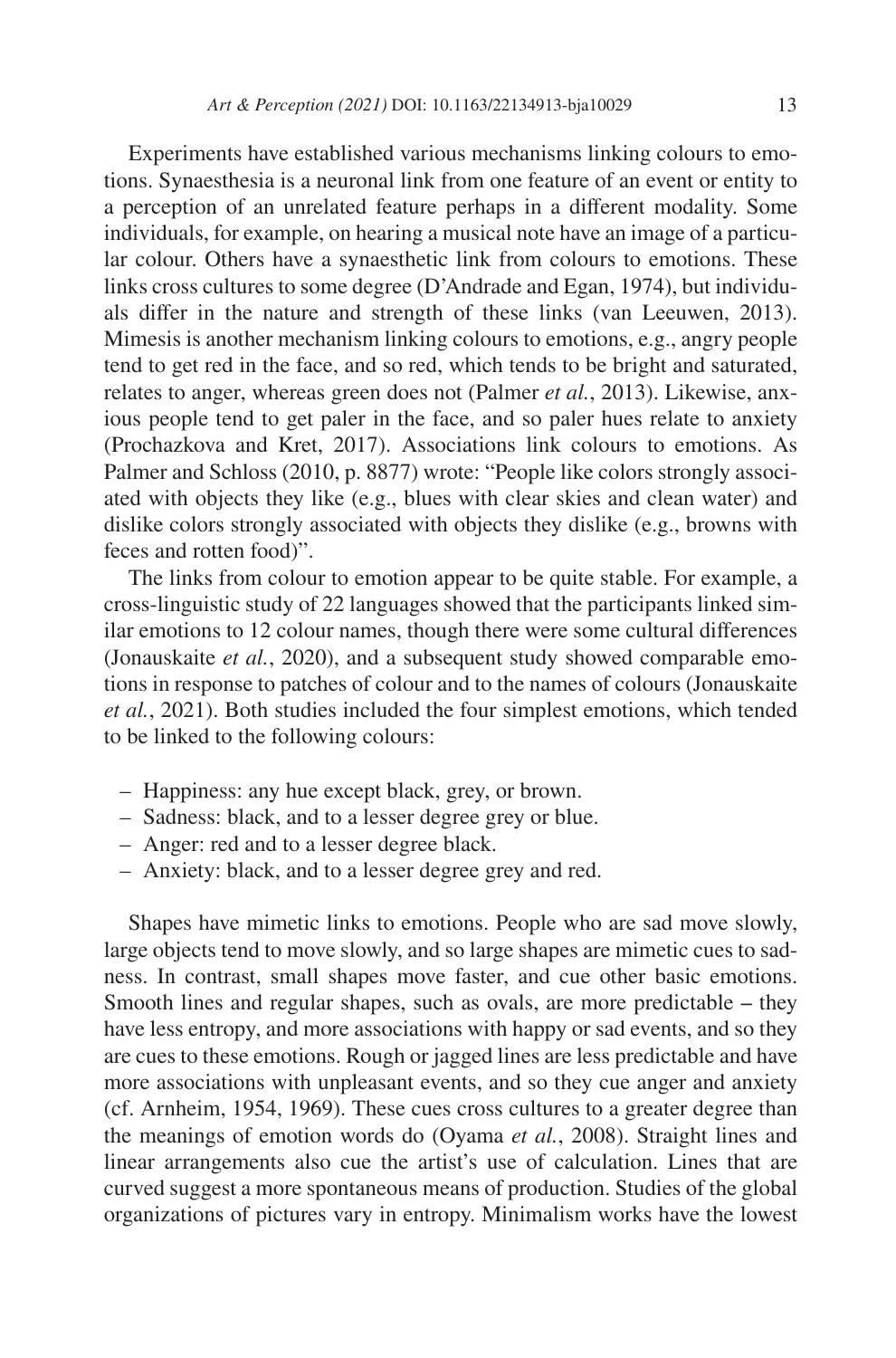Experiments have established various mechanisms linking colours to emotions. Synaesthesia is a neuronal link from one feature of an event or entity to a perception of an unrelated feature perhaps in a different modality. Some individuals, for example, on hearing a musical note have an image of a particular colour. Others have a synaesthetic link from colours to emotions. These links cross cultures to some degree (D'Andrade and Egan, 1974), but individuals differ in the nature and strength of these links (van Leeuwen, 2013). Mimesis is another mechanism linking colours to emotions, e.g., angry people tend to get red in the face, and so red, which tends to be bright and saturated, relates to anger, whereas green does not (Palmer *et al.*, 2013). Likewise, anxious people tend to get paler in the face, and so paler hues relate to anxiety (Prochazkova and Kret, 2017). Associations link colours to emotions. As Palmer and Schloss (2010, p. 8877) wrote: "People like colors strongly associated with objects they like (e.g., blues with clear skies and clean water) and dislike colors strongly associated with objects they dislike (e.g., browns with feces and rotten food)".

The links from colour to emotion appear to be quite stable. For example, a cross-linguistic study of 22 languages showed that the participants linked similar emotions to 12 colour names, though there were some cultural differences (Jonauskaite *et al.*, 2020), and a subsequent study showed comparable emotions in response to patches of colour and to the names of colours (Jonauskaite *et al.*, 2021). Both studies included the four simplest emotions, which tended to be linked to the following colours:

- Happiness: any hue except black, grey, or brown.
- Sadness: black, and to a lesser degree grey or blue.
- Anger: red and to a lesser degree black.
- Anxiety: black, and to a lesser degree grey and red.

Shapes have mimetic links to emotions. People who are sad move slowly, large objects tend to move slowly, and so large shapes are mimetic cues to sadness. In contrast, small shapes move faster, and cue other basic emotions. Smooth lines and regular shapes, such as ovals, are more predictable – they have less entropy, and more associations with happy or sad events, and so they are cues to these emotions. Rough or jagged lines are less predictable and have more associations with unpleasant events, and so they cue anger and anxiety (cf. Arnheim, 1954, 1969). These cues cross cultures to a greater degree than the meanings of emotion words do (Oyama *et al.*, 2008). Straight lines and linear arrangements also cue the artist's use of calculation. Lines that are curved suggest a more spontaneous means of production. Studies of the global organizations of pictures vary in entropy. Minimalism works have the lowest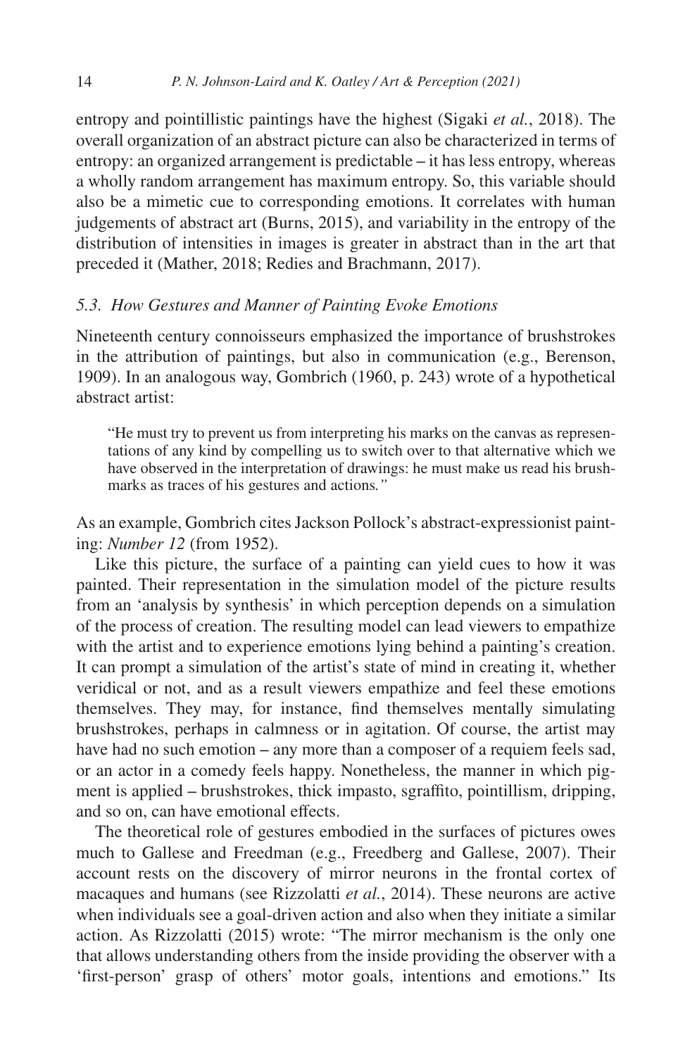entropy and pointillistic paintings have the highest (Sigaki *et al.*, 2018). The overall organization of an abstract picture can also be characterized in terms of entropy: an organized arrangement is predictable – it has less entropy, whereas a wholly random arrangement has maximum entropy. So, this variable should also be a mimetic cue to corresponding emotions. It correlates with human judgements of abstract art (Burns, 2015), and variability in the entropy of the distribution of intensities in images is greater in abstract than in the art that preceded it (Mather, 2018; Redies and Brachmann, 2017).

### *5.3. How Gestures and Manner of Painting Evoke Emotions*

Nineteenth century connoisseurs emphasized the importance of brushstrokes in the attribution of paintings, but also in communication (e.g., Berenson, 1909). In an analogous way, Gombrich (1960, p. 243) wrote of a hypothetical abstract artist:

> "He must try to prevent us from interpreting his marks on the canvas as representations of any kind by compelling us to switch over to that alternative which we have observed in the interpretation of drawings: he must make us read his brushmarks as traces of his gestures and actions*."*

As an example, Gombrich cites Jackson Pollock's abstract-expressionist painting: *Number 12* (from 1952).

Like this picture, the surface of a painting can yield cues to how it was painted. Their representation in the simulation model of the picture results from an 'analysis by synthesis' in which perception depends on a simulation of the process of creation. The resulting model can lead viewers to empathize with the artist and to experience emotions lying behind a painting's creation. It can prompt a simulation of the artist's state of mind in creating it, whether veridical or not, and as a result viewers empathize and feel these emotions themselves. They may, for instance, find themselves mentally simulating brushstrokes, perhaps in calmness or in agitation. Of course, the artist may have had no such emotion – any more than a composer of a requiem feels sad, or an actor in a comedy feels happy. Nonetheless, the manner in which pigment is applied – brushstrokes, thick impasto, sgraffito, pointillism, dripping, and so on, can have emotional effects.

The theoretical role of gestures embodied in the surfaces of pictures owes much to Gallese and Freedman (e.g., Freedberg and Gallese, 2007). Their account rests on the discovery of mirror neurons in the frontal cortex of macaques and humans (see Rizzolatti *et al.*, 2014). These neurons are active when individuals see a goal-driven action and also when they initiate a similar action. As Rizzolatti (2015) wrote: "The mirror mechanism is the only one that allows understanding others from the inside providing the observer with a 'first-person' grasp of others' motor goals, intentions and emotions." Its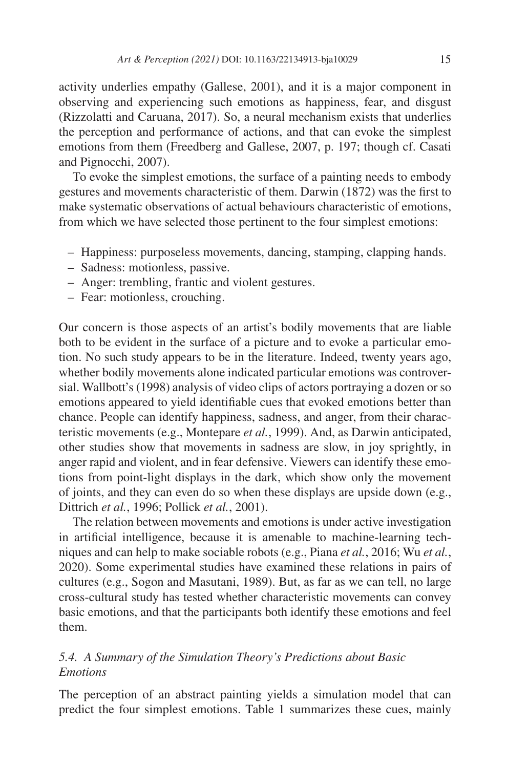activity underlies empathy (Gallese, 2001), and it is a major component in observing and experiencing such emotions as happiness, fear, and disgust (Rizzolatti and Caruana, 2017). So, a neural mechanism exists that underlies the perception and performance of actions, and that can evoke the simplest emotions from them (Freedberg and Gallese, 2007, p. 197; though cf. Casati and Pignocchi, 2007).

To evoke the simplest emotions, the surface of a painting needs to embody gestures and movements characteristic of them. Darwin (1872) was the first to make systematic observations of actual behaviours characteristic of emotions, from which we have selected those pertinent to the four simplest emotions:

- Happiness: purposeless movements, dancing, stamping, clapping hands.
- Sadness: motionless, passive.
- Anger: trembling, frantic and violent gestures.
- Fear: motionless, crouching.

Our concern is those aspects of an artist's bodily movements that are liable both to be evident in the surface of a picture and to evoke a particular emotion. No such study appears to be in the literature. Indeed, twenty years ago, whether bodily movements alone indicated particular emotions was controversial. Wallbott's (1998) analysis of video clips of actors portraying a dozen or so emotions appeared to yield identifiable cues that evoked emotions better than chance. People can identify happiness, sadness, and anger, from their characteristic movements (e.g., Montepare *et al.*, 1999). And, as Darwin anticipated, other studies show that movements in sadness are slow, in joy sprightly, in anger rapid and violent, and in fear defensive. Viewers can identify these emotions from point-light displays in the dark, which show only the movement of joints, and they can even do so when these displays are upside down (e.g., Dittrich *et al.*, 1996; Pollick *et al.*, 2001).

The relation between movements and emotions is under active investigation in artificial intelligence, because it is amenable to machine-learning techniques and can help to make sociable robots (e.g., Piana *et al.*, 2016; Wu *et al.*, 2020). Some experimental studies have examined these relations in pairs of cultures (e.g., Sogon and Masutani, 1989). But, as far as we can tell, no large cross-cultural study has tested whether characteristic movements can convey basic emotions, and that the participants both identify these emotions and feel them.

### *5.4. A Summary of the Simulation Theory's Predictions about Basic Emotions*

The perception of an abstract painting yields a simulation model that can predict the four simplest emotions. Table 1 summarizes these cues, mainly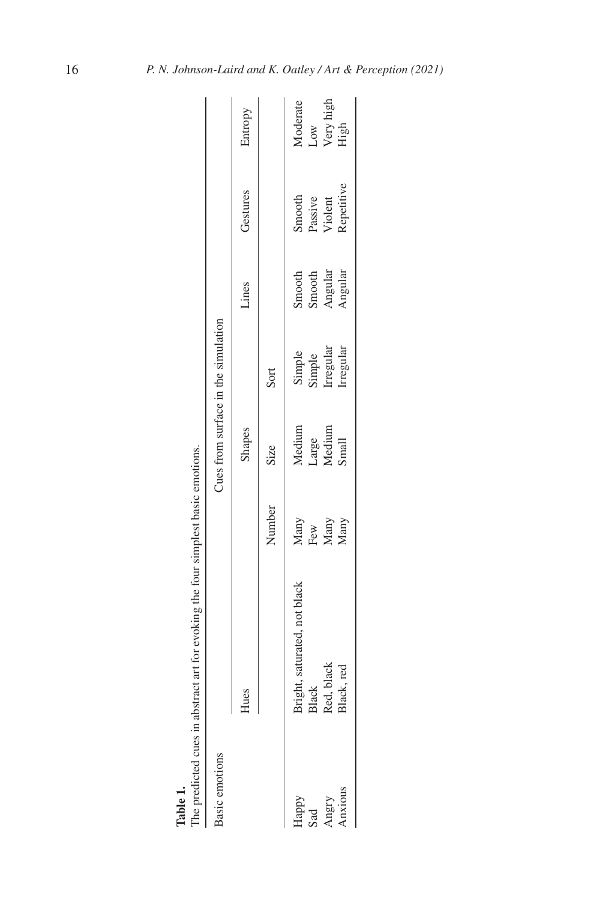**Table 1.**
The predicted cues in abstract art for evoking the four simplest basic emotions.

| Basic emotions | Cues from surface in the simulation | | | | | | |
|---|---|---|---|---|---|---|---|
| | Hues | Shapes | | | Lines | Gestures | Entropy |
| | | Number | Size | Sort | | | |
| Happy | Bright, saturated, not black | Many | Medium | Simple | Smooth | Smooth | Moderate |
| Sad | Black | Few | Large | Simple | Smooth | Passive | Low |
| Angry | Red, black | Many | Medium | Irregular | Angular | Violent | Very high |
| Anxious | Black, red | Many | Small | Irregular | Angular | Repetitive | High |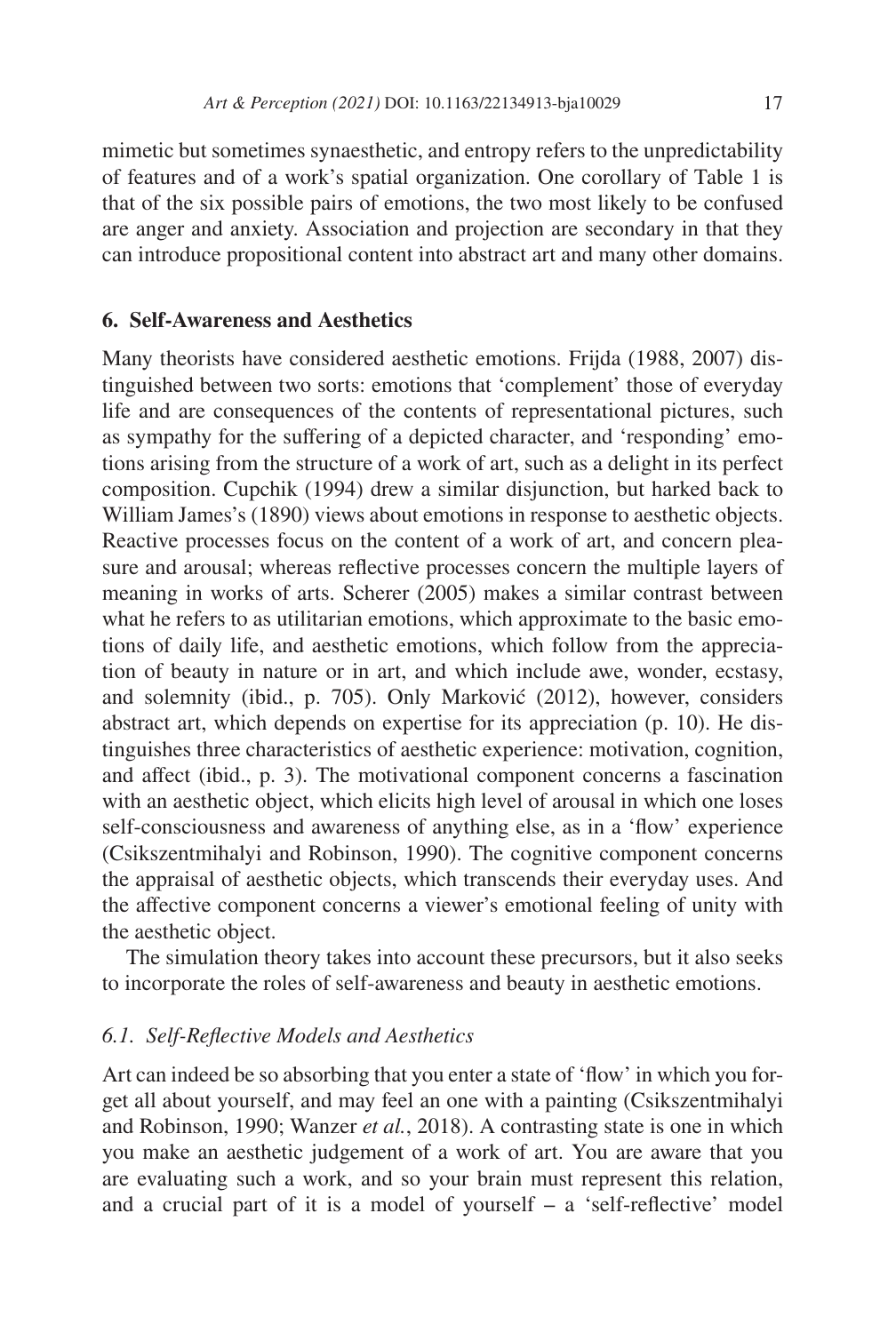mimetic but sometimes synaesthetic, and entropy refers to the unpredictability of features and of a work's spatial organization. One corollary of Table 1 is that of the six possible pairs of emotions, the two most likely to be confused are anger and anxiety. Association and projection are secondary in that they can introduce propositional content into abstract art and many other domains.

## 6. Self-Awareness and Aesthetics

Many theorists have considered aesthetic emotions. Frijda (1988, 2007) distinguished between two sorts: emotions that 'complement' those of everyday life and are consequences of the contents of representational pictures, such as sympathy for the suffering of a depicted character, and 'responding' emotions arising from the structure of a work of art, such as a delight in its perfect composition. Cupchik (1994) drew a similar disjunction, but harked back to William James's (1890) views about emotions in response to aesthetic objects. Reactive processes focus on the content of a work of art, and concern pleasure and arousal; whereas reflective processes concern the multiple layers of meaning in works of arts. Scherer (2005) makes a similar contrast between what he refers to as utilitarian emotions, which approximate to the basic emotions of daily life, and aesthetic emotions, which follow from the appreciation of beauty in nature or in art, and which include awe, wonder, ecstasy, and solemnity (ibid., p. 705). Only Marković (2012), however, considers abstract art, which depends on expertise for its appreciation (p. 10). He distinguishes three characteristics of aesthetic experience: motivation, cognition, and affect (ibid., p. 3). The motivational component concerns a fascination with an aesthetic object, which elicits high level of arousal in which one loses self-consciousness and awareness of anything else, as in a 'flow' experience (Csikszentmihalyi and Robinson, 1990). The cognitive component concerns the appraisal of aesthetic objects, which transcends their everyday uses. And the affective component concerns a viewer's emotional feeling of unity with the aesthetic object.

The simulation theory takes into account these precursors, but it also seeks to incorporate the roles of self-awareness and beauty in aesthetic emotions.

### *6.1. Self-Reflective Models and Aesthetics*

Art can indeed be so absorbing that you enter a state of 'flow' in which you forget all about yourself, and may feel an one with a painting (Csikszentmihalyi and Robinson, 1990; Wanzer *et al.*, 2018). A contrasting state is one in which you make an aesthetic judgement of a work of art. You are aware that you are evaluating such a work, and so your brain must represent this relation, and a crucial part of it is a model of yourself – a 'self-reflective' model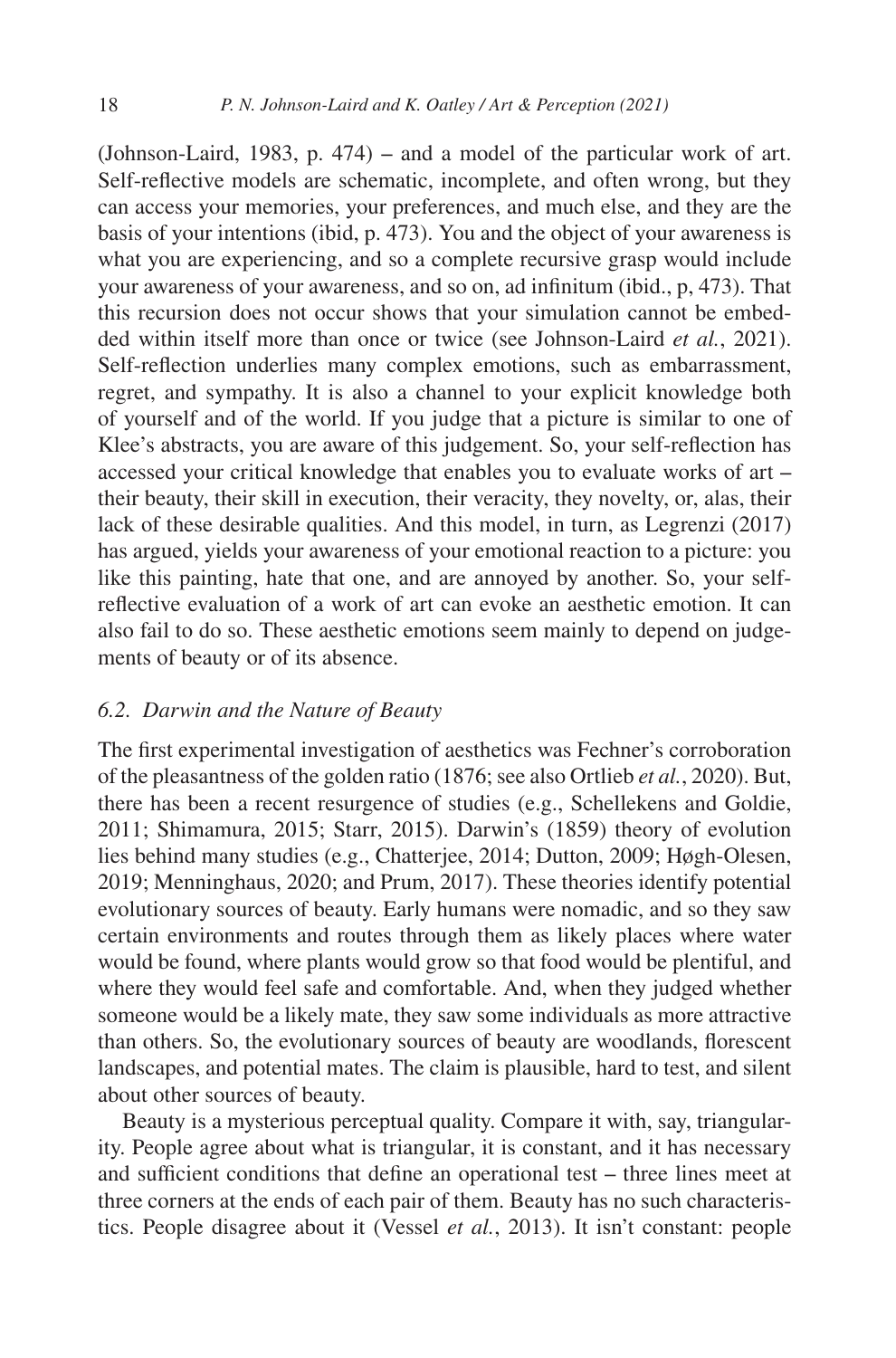(Johnson-Laird, 1983, p. 474) – and a model of the particular work of art. Self-reflective models are schematic, incomplete, and often wrong, but they can access your memories, your preferences, and much else, and they are the basis of your intentions (ibid, p. 473). You and the object of your awareness is what you are experiencing, and so a complete recursive grasp would include your awareness of your awareness, and so on, ad infinitum (ibid., p, 473). That this recursion does not occur shows that your simulation cannot be embedded within itself more than once or twice (see Johnson-Laird *et al.*, 2021). Self-reflection underlies many complex emotions, such as embarrassment, regret, and sympathy. It is also a channel to your explicit knowledge both of yourself and of the world. If you judge that a picture is similar to one of Klee's abstracts, you are aware of this judgement. So, your self-reflection has accessed your critical knowledge that enables you to evaluate works of art – their beauty, their skill in execution, their veracity, they novelty, or, alas, their lack of these desirable qualities. And this model, in turn, as Legrenzi (2017) has argued, yields your awareness of your emotional reaction to a picture: you like this painting, hate that one, and are annoyed by another. So, your self-reflective evaluation of a work of art can evoke an aesthetic emotion. It can also fail to do so. These aesthetic emotions seem mainly to depend on judgements of beauty or of its absence.

### *6.2. Darwin and the Nature of Beauty*

The first experimental investigation of aesthetics was Fechner's corroboration of the pleasantness of the golden ratio (1876; see also Ortlieb *et al.*, 2020). But, there has been a recent resurgence of studies (e.g., Schellekens and Goldie, 2011; Shimamura, 2015; Starr, 2015). Darwin's (1859) theory of evolution lies behind many studies (e.g., Chatterjee, 2014; Dutton, 2009; Høgh-Olesen, 2019; Menninghaus, 2020; and Prum, 2017). These theories identify potential evolutionary sources of beauty. Early humans were nomadic, and so they saw certain environments and routes through them as likely places where water would be found, where plants would grow so that food would be plentiful, and where they would feel safe and comfortable. And, when they judged whether someone would be a likely mate, they saw some individuals as more attractive than others. So, the evolutionary sources of beauty are woodlands, florescent landscapes, and potential mates. The claim is plausible, hard to test, and silent about other sources of beauty.

Beauty is a mysterious perceptual quality. Compare it with, say, triangularity. People agree about what is triangular, it is constant, and it has necessary and sufficient conditions that define an operational test – three lines meet at three corners at the ends of each pair of them. Beauty has no such characteristics. People disagree about it (Vessel *et al.*, 2013). It isn't constant: people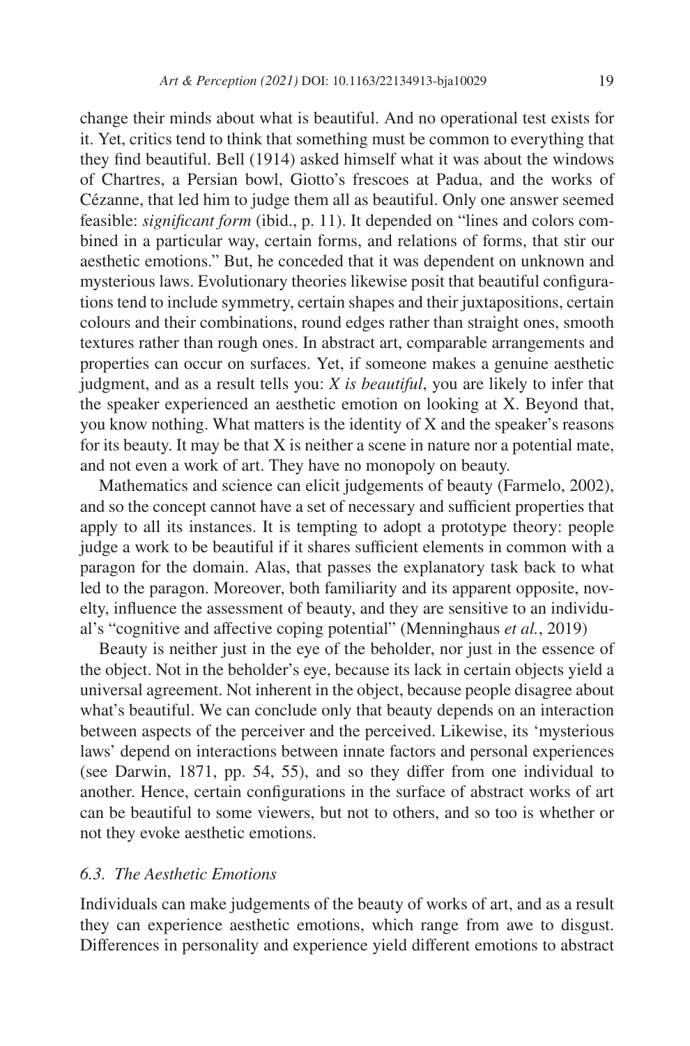change their minds about what is beautiful. And no operational test exists for it. Yet, critics tend to think that something must be common to everything that they find beautiful. Bell (1914) asked himself what it was about the windows of Chartres, a Persian bowl, Giotto's frescoes at Padua, and the works of Cézanne, that led him to judge them all as beautiful. Only one answer seemed feasible: *significant form* (ibid., p. 11). It depended on "lines and colors combined in a particular way, certain forms, and relations of forms, that stir our aesthetic emotions." But, he conceded that it was dependent on unknown and mysterious laws. Evolutionary theories likewise posit that beautiful configurations tend to include symmetry, certain shapes and their juxtapositions, certain colours and their combinations, round edges rather than straight ones, smooth textures rather than rough ones. In abstract art, comparable arrangements and properties can occur on surfaces. Yet, if someone makes a genuine aesthetic judgment, and as a result tells you: *X is beautiful*, you are likely to infer that the speaker experienced an aesthetic emotion on looking at X. Beyond that, you know nothing. What matters is the identity of X and the speaker's reasons for its beauty. It may be that X is neither a scene in nature nor a potential mate, and not even a work of art. They have no monopoly on beauty.

Mathematics and science can elicit judgements of beauty (Farmelo, 2002), and so the concept cannot have a set of necessary and sufficient properties that apply to all its instances. It is tempting to adopt a prototype theory: people judge a work to be beautiful if it shares sufficient elements in common with a paragon for the domain. Alas, that passes the explanatory task back to what led to the paragon. Moreover, both familiarity and its apparent opposite, novelty, influence the assessment of beauty, and they are sensitive to an individual's "cognitive and affective coping potential" (Menninghaus *et al.*, 2019)

Beauty is neither just in the eye of the beholder, nor just in the essence of the object. Not in the beholder's eye, because its lack in certain objects yield a universal agreement. Not inherent in the object, because people disagree about what's beautiful. We can conclude only that beauty depends on an interaction between aspects of the perceiver and the perceived. Likewise, its 'mysterious laws' depend on interactions between innate factors and personal experiences (see Darwin, 1871, pp. 54, 55), and so they differ from one individual to another. Hence, certain configurations in the surface of abstract works of art can be beautiful to some viewers, but not to others, and so too is whether or not they evoke aesthetic emotions.

### *6.3. The Aesthetic Emotions*

Individuals can make judgements of the beauty of works of art, and as a result they can experience aesthetic emotions, which range from awe to disgust. Differences in personality and experience yield different emotions to abstract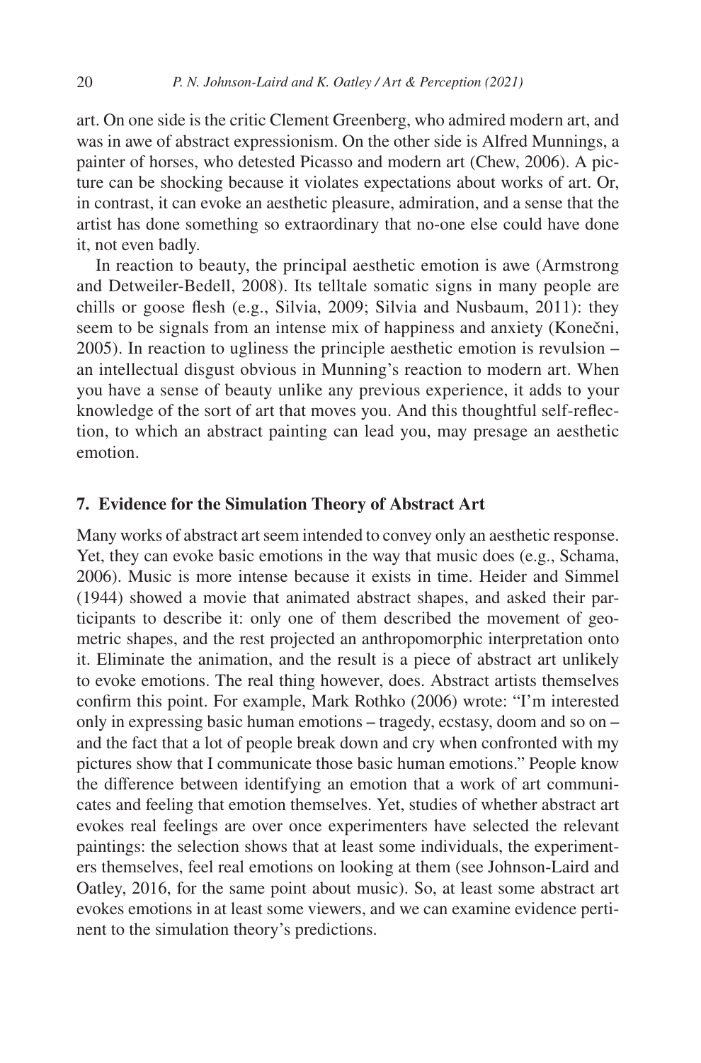art. On one side is the critic Clement Greenberg, who admired modern art, and was in awe of abstract expressionism. On the other side is Alfred Munnings, a painter of horses, who detested Picasso and modern art (Chew, 2006). A picture can be shocking because it violates expectations about works of art. Or, in contrast, it can evoke an aesthetic pleasure, admiration, and a sense that the artist has done something so extraordinary that no-one else could have done it, not even badly.

In reaction to beauty, the principal aesthetic emotion is awe (Armstrong and Detweiler-Bedell, 2008). Its telltale somatic signs in many people are chills or goose flesh (e.g., Silvia, 2009; Silvia and Nusbaum, 2011): they seem to be signals from an intense mix of happiness and anxiety (Konečni, 2005). In reaction to ugliness the principle aesthetic emotion is revulsion – an intellectual disgust obvious in Munning's reaction to modern art. When you have a sense of beauty unlike any previous experience, it adds to your knowledge of the sort of art that moves you. And this thoughtful self-reflection, to which an abstract painting can lead you, may presage an aesthetic emotion.

## 7. Evidence for the Simulation Theory of Abstract Art

Many works of abstract art seem intended to convey only an aesthetic response. Yet, they can evoke basic emotions in the way that music does (e.g., Schama, 2006). Music is more intense because it exists in time. Heider and Simmel (1944) showed a movie that animated abstract shapes, and asked their participants to describe it: only one of them described the movement of geometric shapes, and the rest projected an anthropomorphic interpretation onto it. Eliminate the animation, and the result is a piece of abstract art unlikely to evoke emotions. The real thing however, does. Abstract artists themselves confirm this point. For example, Mark Rothko (2006) wrote: "I'm interested only in expressing basic human emotions – tragedy, ecstasy, doom and so on – and the fact that a lot of people break down and cry when confronted with my pictures show that I communicate those basic human emotions." People know the difference between identifying an emotion that a work of art communicates and feeling that emotion themselves. Yet, studies of whether abstract art evokes real feelings are over once experimenters have selected the relevant paintings: the selection shows that at least some individuals, the experimenters themselves, feel real emotions on looking at them (see Johnson-Laird and Oatley, 2016, for the same point about music). So, at least some abstract art evokes emotions in at least some viewers, and we can examine evidence pertinent to the simulation theory's predictions.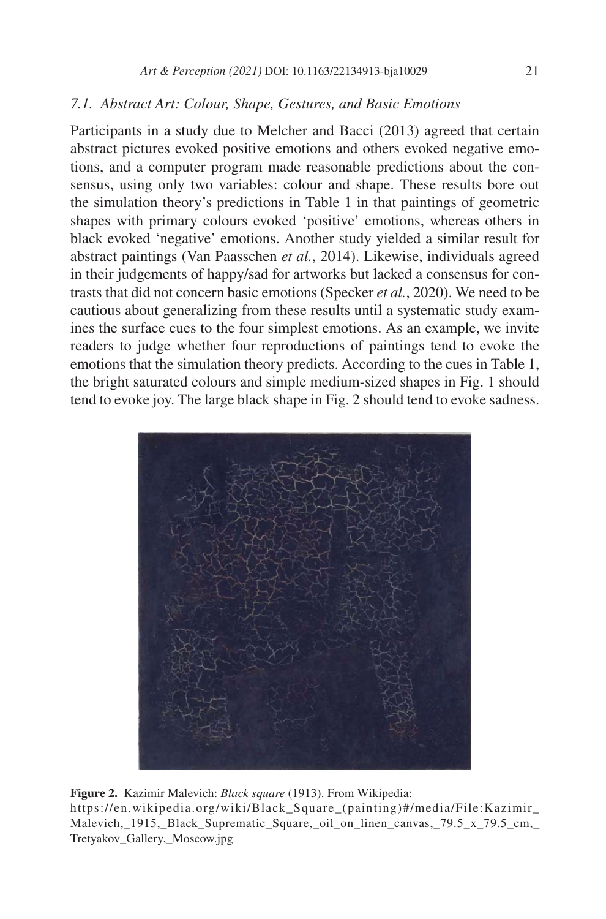### 7.1. Abstract Art: Colour, Shape, Gestures, and Basic Emotions

Participants in a study due to Melcher and Bacci (2013) agreed that certain abstract pictures evoked positive emotions and others evoked negative emotions, and a computer program made reasonable predictions about the consensus, using only two variables: colour and shape. These results bore out the simulation theory's predictions in Table 1 in that paintings of geometric shapes with primary colours evoked 'positive' emotions, whereas others in black evoked 'negative' emotions. Another study yielded a similar result for abstract paintings (Van Paasschen *et al.*, 2014). Likewise, individuals agreed in their judgements of happy/sad for artworks but lacked a consensus for contrasts that did not concern basic emotions (Specker *et al.*, 2020). We need to be cautious about generalizing from these results until a systematic study examines the surface cues to the four simplest emotions. As an example, we invite readers to judge whether four reproductions of paintings tend to evoke the emotions that the simulation theory predicts. According to the cues in Table 1, the bright saturated colours and simple medium-sized shapes in Fig. 1 should tend to evoke joy. The large black shape in Fig. 2 should tend to evoke sadness.

**Figure 2.** Kazimir Malevich: *Black square* (1913). From Wikipedia: https://en.wikipedia.org/wiki/Black_Square_(painting)#/media/File:Kazimir_Malevich,_1915,_Black_Suprematic_Square,_oil_on_linen_canvas,_79.5_x_79.5_cm,_Tretyakov_Gallery,_Moscow.jpg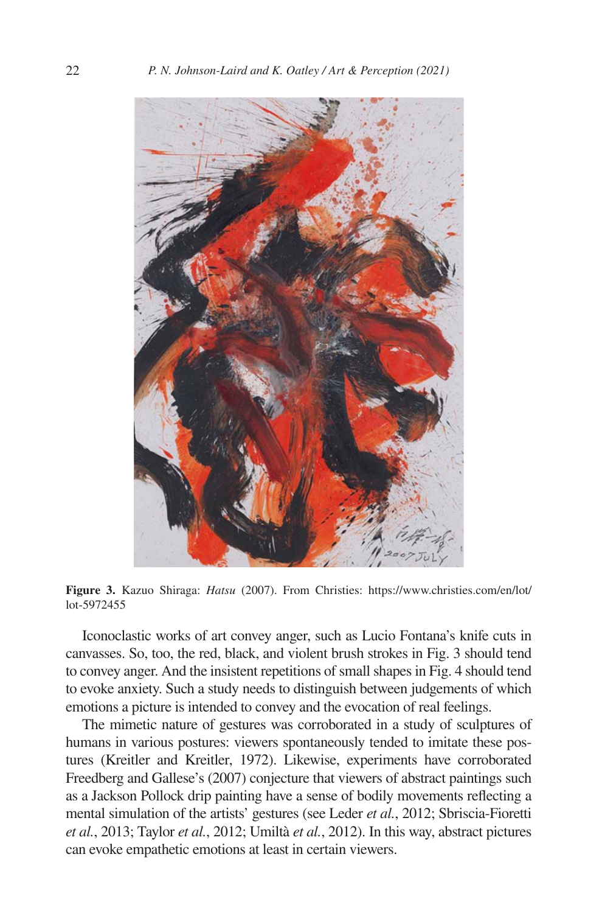**Figure 3.** Kazuo Shiraga: *Hatsu* (2007). From Christies: https://www.christies.com/en/lot/lot-5972455

Iconoclastic works of art convey anger, such as Lucio Fontana's knife cuts in canvasses. So, too, the red, black, and violent brush strokes in Fig. 3 should tend to convey anger. And the insistent repetitions of small shapes in Fig. 4 should tend to evoke anxiety. Such a study needs to distinguish between judgements of which emotions a picture is intended to convey and the evocation of real feelings.

The mimetic nature of gestures was corroborated in a study of sculptures of humans in various postures: viewers spontaneously tended to imitate these postures (Kreitler and Kreitler, 1972). Likewise, experiments have corroborated Freedberg and Gallese's (2007) conjecture that viewers of abstract paintings such as a Jackson Pollock drip painting have a sense of bodily movements reflecting a mental simulation of the artists' gestures (see Leder *et al.*, 2012; Sbriscia-Fioretti *et al.*, 2013; Taylor *et al.*, 2012; Umiltà *et al.*, 2012). In this way, abstract pictures can evoke empathetic emotions at least in certain viewers.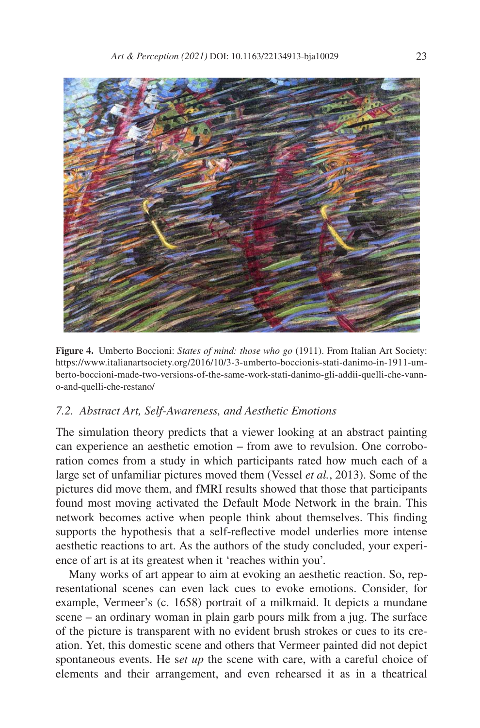**Figure 4.** Umberto Boccioni: *States of mind: those who go* (1911). From Italian Art Society: https://www.italianartsociety.org/2016/10/3-3-umberto-boccionis-stati-danimo-in-1911-umberto-boccioni-made-two-versions-of-the-same-work-stati-danimo-gli-addii-quelli-che-vanno-and-quelli-che-restano/

### *7.2. Abstract Art, Self-Awareness, and Aesthetic Emotions*

The simulation theory predicts that a viewer looking at an abstract painting can experience an aesthetic emotion – from awe to revulsion. One corroboration comes from a study in which participants rated how much each of a large set of unfamiliar pictures moved them (Vessel *et al.*, 2013). Some of the pictures did move them, and fMRI results showed that those that participants found most moving activated the Default Mode Network in the brain. This network becomes active when people think about themselves. This finding supports the hypothesis that a self-reflective model underlies more intense aesthetic reactions to art. As the authors of the study concluded, your experience of art is at its greatest when it 'reaches within you'.

Many works of art appear to aim at evoking an aesthetic reaction. So, representational scenes can even lack cues to evoke emotions. Consider, for example, Vermeer's (c. 1658) portrait of a milkmaid. It depicts a mundane scene – an ordinary woman in plain garb pours milk from a jug. The surface of the picture is transparent with no evident brush strokes or cues to its creation. Yet, this domestic scene and others that Vermeer painted did not depict spontaneous events. He s*et up* the scene with care, with a careful choice of elements and their arrangement, and even rehearsed it as in a theatrical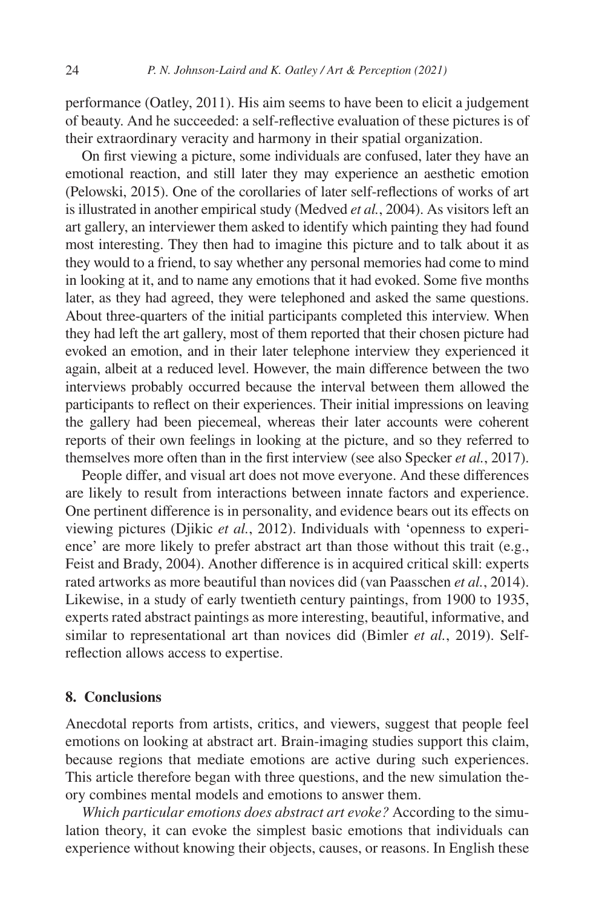performance (Oatley, 2011). His aim seems to have been to elicit a judgement of beauty. And he succeeded: a self-reflective evaluation of these pictures is of their extraordinary veracity and harmony in their spatial organization.

On first viewing a picture, some individuals are confused, later they have an emotional reaction, and still later they may experience an aesthetic emotion (Pelowski, 2015). One of the corollaries of later self-reflections of works of art is illustrated in another empirical study (Medved *et al.*, 2004). As visitors left an art gallery, an interviewer them asked to identify which painting they had found most interesting. They then had to imagine this picture and to talk about it as they would to a friend, to say whether any personal memories had come to mind in looking at it, and to name any emotions that it had evoked. Some five months later, as they had agreed, they were telephoned and asked the same questions. About three-quarters of the initial participants completed this interview. When they had left the art gallery, most of them reported that their chosen picture had evoked an emotion, and in their later telephone interview they experienced it again, albeit at a reduced level. However, the main difference between the two interviews probably occurred because the interval between them allowed the participants to reflect on their experiences. Their initial impressions on leaving the gallery had been piecemeal, whereas their later accounts were coherent reports of their own feelings in looking at the picture, and so they referred to themselves more often than in the first interview (see also Specker *et al.*, 2017).

People differ, and visual art does not move everyone. And these differences are likely to result from interactions between innate factors and experience. One pertinent difference is in personality, and evidence bears out its effects on viewing pictures (Djikic *et al.*, 2012). Individuals with 'openness to experience' are more likely to prefer abstract art than those without this trait (e.g., Feist and Brady, 2004). Another difference is in acquired critical skill: experts rated artworks as more beautiful than novices did (van Paasschen *et al.*, 2014). Likewise, in a study of early twentieth century paintings, from 1900 to 1935, experts rated abstract paintings as more interesting, beautiful, informative, and similar to representational art than novices did (Bimler *et al.*, 2019). Self-reflection allows access to expertise.

## 8. Conclusions

Anecdotal reports from artists, critics, and viewers, suggest that people feel emotions on looking at abstract art. Brain-imaging studies support this claim, because regions that mediate emotions are active during such experiences. This article therefore began with three questions, and the new simulation theory combines mental models and emotions to answer them.

*Which particular emotions does abstract art evoke?* According to the simulation theory, it can evoke the simplest basic emotions that individuals can experience without knowing their objects, causes, or reasons. In English these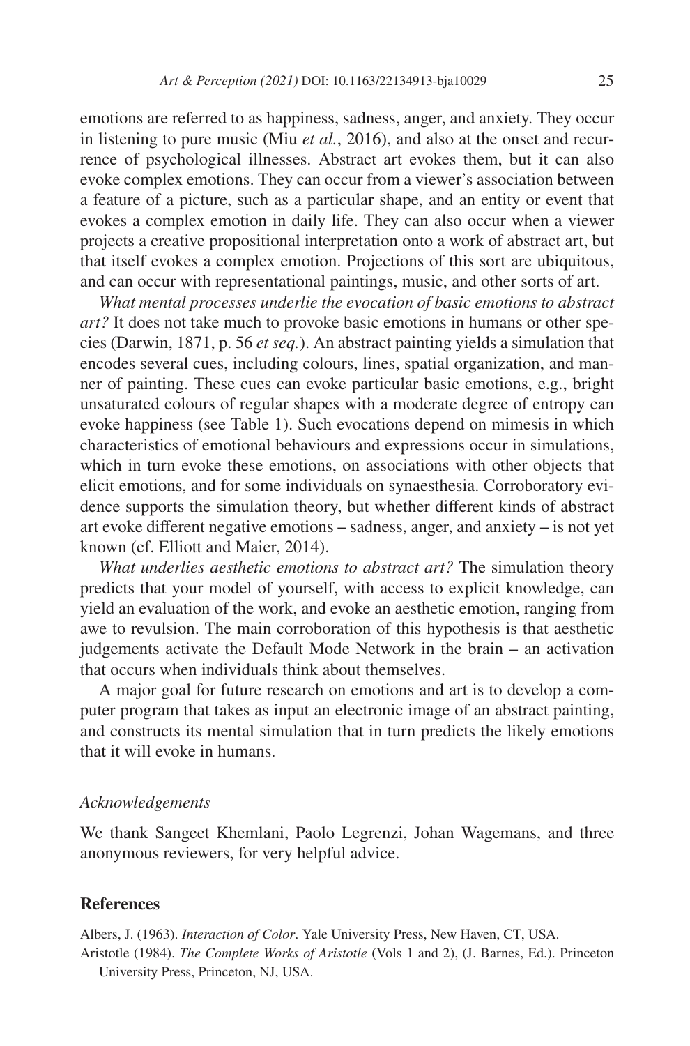emotions are referred to as happiness, sadness, anger, and anxiety. They occur in listening to pure music (Miu *et al.*, 2016), and also at the onset and recurrence of psychological illnesses. Abstract art evokes them, but it can also evoke complex emotions. They can occur from a viewer's association between a feature of a picture, such as a particular shape, and an entity or event that evokes a complex emotion in daily life. They can also occur when a viewer projects a creative propositional interpretation onto a work of abstract art, but that itself evokes a complex emotion. Projections of this sort are ubiquitous, and can occur with representational paintings, music, and other sorts of art.

*What mental processes underlie the evocation of basic emotions to abstract art?* It does not take much to provoke basic emotions in humans or other species (Darwin, 1871, p. 56 *et seq.*). An abstract painting yields a simulation that encodes several cues, including colours, lines, spatial organization, and manner of painting. These cues can evoke particular basic emotions, e.g., bright unsaturated colours of regular shapes with a moderate degree of entropy can evoke happiness (see Table 1). Such evocations depend on mimesis in which characteristics of emotional behaviours and expressions occur in simulations, which in turn evoke these emotions, on associations with other objects that elicit emotions, and for some individuals on synaesthesia. Corroboratory evidence supports the simulation theory, but whether different kinds of abstract art evoke different negative emotions – sadness, anger, and anxiety – is not yet known (cf. Elliott and Maier, 2014).

*What underlies aesthetic emotions to abstract art?* The simulation theory predicts that your model of yourself, with access to explicit knowledge, can yield an evaluation of the work, and evoke an aesthetic emotion, ranging from awe to revulsion. The main corroboration of this hypothesis is that aesthetic judgements activate the Default Mode Network in the brain – an activation that occurs when individuals think about themselves.

A major goal for future research on emotions and art is to develop a computer program that takes as input an electronic image of an abstract painting, and constructs its mental simulation that in turn predicts the likely emotions that it will evoke in humans.

### *Acknowledgements*

We thank Sangeet Khemlani, Paolo Legrenzi, Johan Wagemans, and three anonymous reviewers, for very helpful advice.

## References

Albers, J. (1963). *Interaction of Color*. Yale University Press, New Haven, CT, USA.

Aristotle (1984). *The Complete Works of Aristotle* (Vols 1 and 2), (J. Barnes, Ed.). Princeton University Press, Princeton, NJ, USA.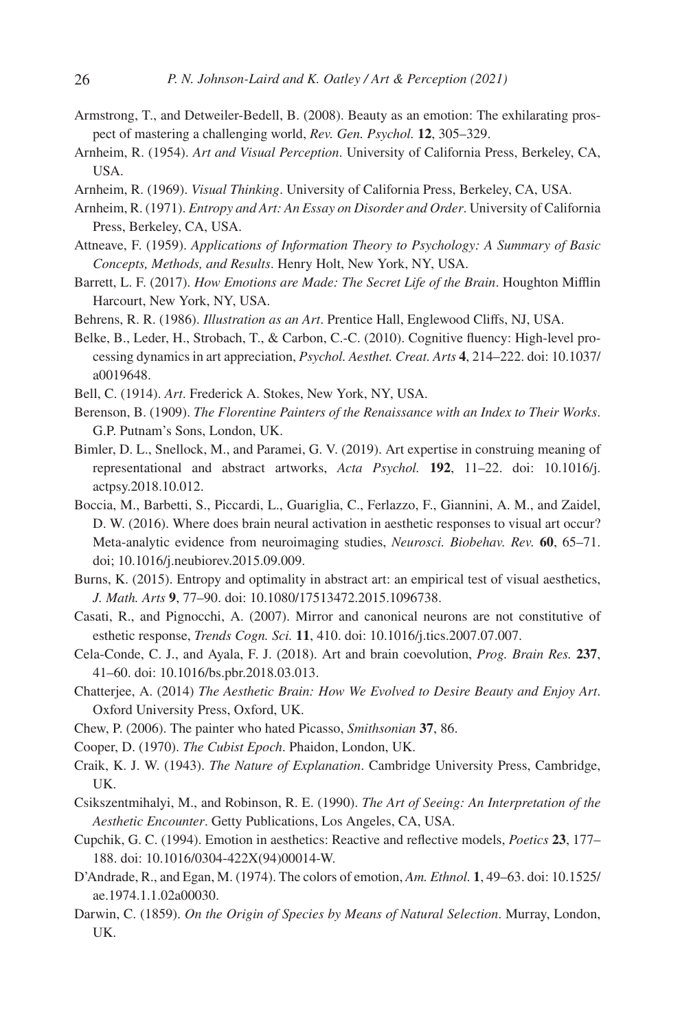Armstrong, T., and Detweiler-Bedell, B. (2008). Beauty as an emotion: The exhilarating prospect of mastering a challenging world, *Rev. Gen. Psychol.* **12**, 305–329.

Arnheim, R. (1954). *Art and Visual Perception*. University of California Press, Berkeley, CA, USA.

Arnheim, R. (1969). *Visual Thinking*. University of California Press, Berkeley, CA, USA.

Arnheim, R. (1971). *Entropy and Art: An Essay on Disorder and Order*. University of California Press, Berkeley, CA, USA.

Attneave, F. (1959). *Applications of Information Theory to Psychology: A Summary of Basic Concepts, Methods, and Results*. Henry Holt, New York, NY, USA.

Barrett, L. F. (2017). *How Emotions are Made: The Secret Life of the Brain*. Houghton Mifflin Harcourt, New York, NY, USA.

Behrens, R. R. (1986). *Illustration as an Art*. Prentice Hall, Englewood Cliffs, NJ, USA.

Belke, B., Leder, H., Strobach, T., & Carbon, C.-C. (2010). Cognitive fluency: High-level processing dynamics in art appreciation, *Psychol. Aesthet. Creat. Arts* **4**, 214–222. doi: 10.1037/a0019648.

Bell, C. (1914). *Art*. Frederick A. Stokes, New York, NY, USA.

Berenson, B. (1909). *The Florentine Painters of the Renaissance with an Index to Their Works*. G.P. Putnam's Sons, London, UK.

Bimler, D. L., Snellock, M., and Paramei, G. V. (2019). Art expertise in construing meaning of representational and abstract artworks, *Acta Psychol.* **192**, 11–22. doi: 10.1016/j.actpsy.2018.10.012.

Boccia, M., Barbetti, S., Piccardi, L., Guariglia, C., Ferlazzo, F., Giannini, A. M., and Zaidel, D. W. (2016). Where does brain neural activation in aesthetic responses to visual art occur? Meta-analytic evidence from neuroimaging studies, *Neurosci. Biobehav. Rev.* **60**, 65–71. doi; 10.1016/j.neubiorev.2015.09.009.

Burns, K. (2015). Entropy and optimality in abstract art: an empirical test of visual aesthetics, *J. Math. Arts* **9**, 77–90. doi: 10.1080/17513472.2015.1096738.

Casati, R., and Pignocchi, A. (2007). Mirror and canonical neurons are not constitutive of esthetic response, *Trends Cogn. Sci.* **11**, 410. doi: 10.1016/j.tics.2007.07.007.

Cela-Conde, C. J., and Ayala, F. J. (2018). Art and brain coevolution, *Prog. Brain Res.* **237**, 41–60. doi: 10.1016/bs.pbr.2018.03.013.

Chatterjee, A. (2014) *The Aesthetic Brain: How We Evolved to Desire Beauty and Enjoy Art*. Oxford University Press, Oxford, UK.

Chew, P. (2006). The painter who hated Picasso, *Smithsonian* **37**, 86.

Cooper, D. (1970). *The Cubist Epoch*. Phaidon, London, UK.

Craik, K. J. W. (1943). *The Nature of Explanation*. Cambridge University Press, Cambridge, UK.

Csikszentmihalyi, M., and Robinson, R. E. (1990). *The Art of Seeing: An Interpretation of the Aesthetic Encounter*. Getty Publications, Los Angeles, CA, USA.

Cupchik, G. C. (1994). Emotion in aesthetics: Reactive and reflective models, *Poetics* **23**, 177–188. doi: 10.1016/0304-422X(94)00014-W.

D'Andrade, R., and Egan, M. (1974). The colors of emotion, *Am. Ethnol.* **1**, 49–63. doi: 10.1525/ae.1974.1.1.02a00030.

Darwin, C. (1859). *On the Origin of Species by Means of Natural Selection*. Murray, London, UK.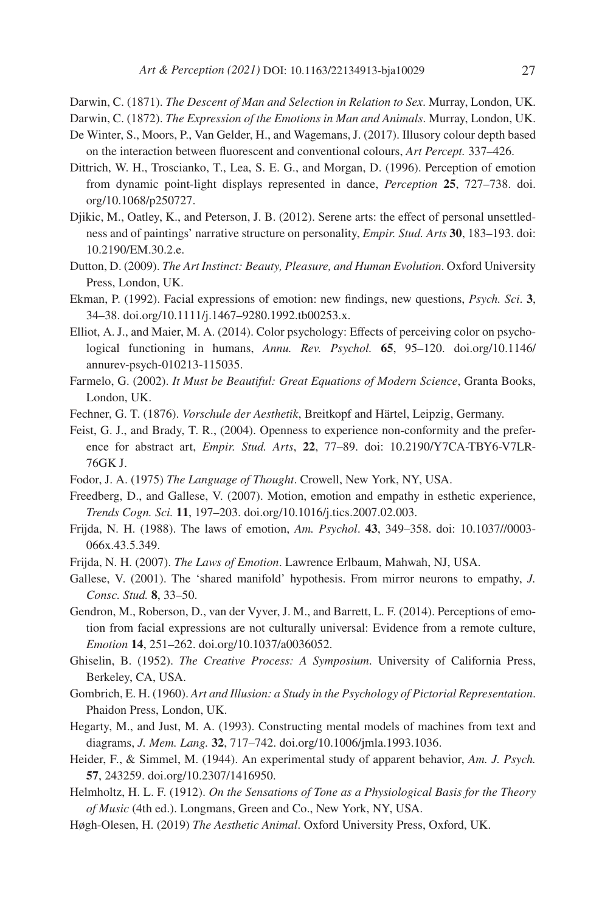Darwin, C. (1871). *The Descent of Man and Selection in Relation to Sex*. Murray, London, UK.

Darwin, C. (1872). *The Expression of the Emotions in Man and Animals*. Murray, London, UK.

De Winter, S., Moors, P., Van Gelder, H., and Wagemans, J. (2017). Illusory colour depth based on the interaction between fluorescent and conventional colours, *Art Percept.* 337–426.

Dittrich, W. H., Troscianko, T., Lea, S. E. G., and Morgan, D. (1996). Perception of emotion from dynamic point-light displays represented in dance, *Perception* **25**, 727–738. doi.org/10.1068/p250727.

Djikic, M., Oatley, K., and Peterson, J. B. (2012). Serene arts: the effect of personal unsettledness and of paintings' narrative structure on personality, *Empir. Stud. Arts* **30**, 183–193. doi: 10.2190/EM.30.2.e.

Dutton, D. (2009). *The Art Instinct: Beauty, Pleasure, and Human Evolution*. Oxford University Press, London, UK.

Ekman, P. (1992). Facial expressions of emotion: new findings, new questions, *Psych. Sci*. **3**, 34–38. doi.org/10.1111/j.1467–9280.1992.tb00253.x.

Elliot, A. J., and Maier, M. A. (2014). Color psychology: Effects of perceiving color on psychological functioning in humans, *Annu. Rev. Psychol.* **65**, 95–120. doi.org/10.1146/annurev-psych-010213-115035.

Farmelo, G. (2002). *It Must be Beautiful: Great Equations of Modern Science*, Granta Books, London, UK.

Fechner, G. T. (1876). *Vorschule der Aesthetik*, Breitkopf and Härtel, Leipzig, Germany.

Feist, G. J., and Brady, T. R., (2004). Openness to experience non-conformity and the preference for abstract art, *Empir. Stud. Arts*, **22**, 77–89. doi: 10.2190/Y7CA-TBY6-V7LR-76GK J.

Fodor, J. A. (1975) *The Language of Thought*. Crowell, New York, NY, USA.

Freedberg, D., and Gallese, V. (2007). Motion, emotion and empathy in esthetic experience, *Trends Cogn. Sci.* **11**, 197–203. doi.org/10.1016/j.tics.2007.02.003.

Frijda, N. H. (1988). The laws of emotion, *Am. Psychol*. **43**, 349–358. doi: 10.1037//0003-066x.43.5.349.

Frijda, N. H. (2007). *The Laws of Emotion*. Lawrence Erlbaum, Mahwah, NJ, USA.

Gallese, V. (2001). The 'shared manifold' hypothesis. From mirror neurons to empathy, *J. Consc. Stud.* **8**, 33–50.

Gendron, M., Roberson, D., van der Vyver, J. M., and Barrett, L. F. (2014). Perceptions of emotion from facial expressions are not culturally universal: Evidence from a remote culture, *Emotion* **14**, 251–262. doi.org/10.1037/a0036052.

Ghiselin, B. (1952). *The Creative Process: A Symposium*. University of California Press, Berkeley, CA, USA.

Gombrich, E. H. (1960). *Art and Illusion: a Study in the Psychology of Pictorial Representation*. Phaidon Press, London, UK.

Hegarty, M., and Just, M. A. (1993). Constructing mental models of machines from text and diagrams, *J. Mem. Lang.* **32**, 717–742. doi.org/10.1006/jmla.1993.1036.

Heider, F., & Simmel, M. (1944). An experimental study of apparent behavior, *Am. J. Psych.* **57**, 243259. doi.org/10.2307/1416950.

Helmholtz, H. L. F. (1912). *On the Sensations of Tone as a Physiological Basis for the Theory of Music* (4th ed.). Longmans, Green and Co., New York, NY, USA.

Høgh-Olesen, H. (2019) *The Aesthetic Animal*. Oxford University Press, Oxford, UK.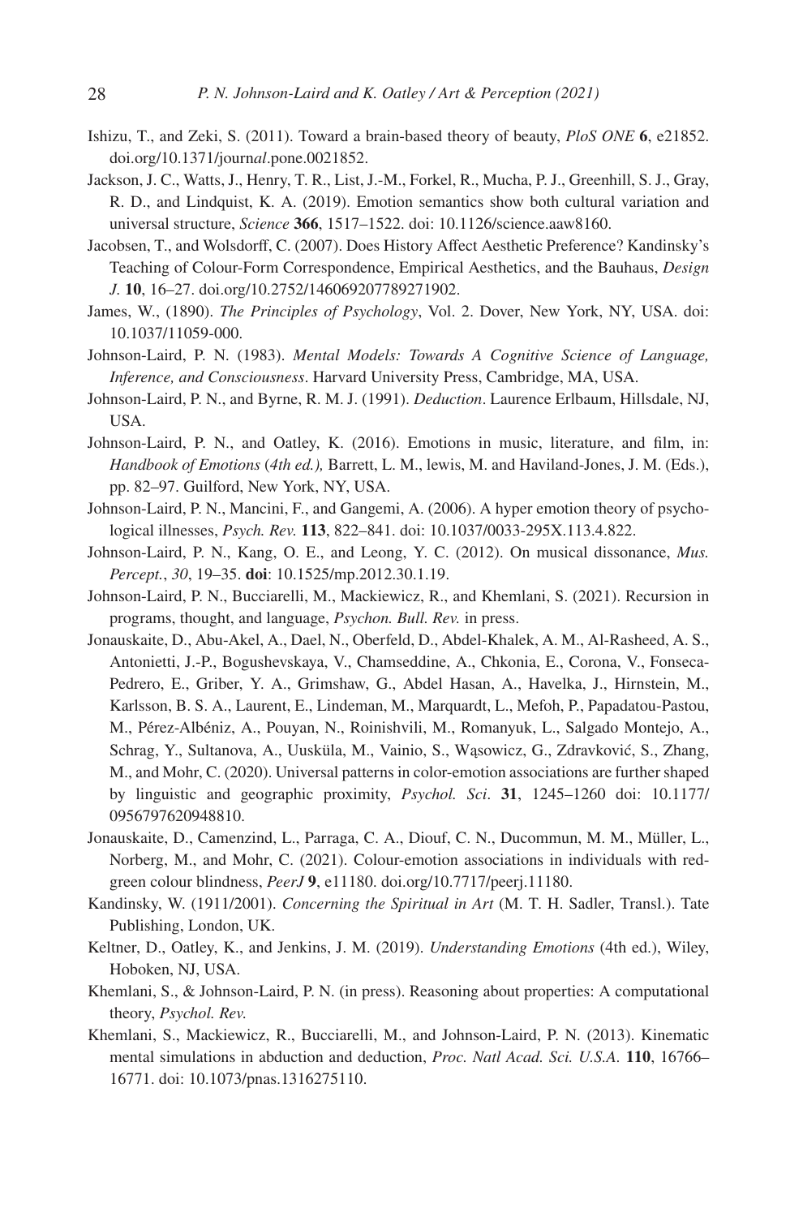Ishizu, T., and Zeki, S. (2011). Toward a brain-based theory of beauty, *PloS ONE* **6**, e21852. doi.org/10.1371/journ*al*.pone.0021852.

Jackson, J. C., Watts, J., Henry, T. R., List, J.-M., Forkel, R., Mucha, P. J., Greenhill, S. J., Gray, R. D., and Lindquist, K. A. (2019). Emotion semantics show both cultural variation and universal structure, *Science* **366**, 1517–1522. doi: 10.1126/science.aaw8160.

Jacobsen, T., and Wolsdorff, C. (2007). Does History Affect Aesthetic Preference? Kandinsky's Teaching of Colour-Form Correspondence, Empirical Aesthetics, and the Bauhaus, *Design J.* **10**, 16–27. doi.org/10.2752/146069207789271902.

James, W., (1890). *The Principles of Psychology*, Vol. 2. Dover, New York, NY, USA. doi: 10.1037/11059-000.

Johnson-Laird, P. N. (1983). *Mental Models: Towards A Cognitive Science of Language, Inference, and Consciousness*. Harvard University Press, Cambridge, MA, USA.

Johnson-Laird, P. N., and Byrne, R. M. J. (1991). *Deduction*. Laurence Erlbaum, Hillsdale, NJ, USA.

Johnson-Laird, P. N., and Oatley, K. (2016). Emotions in music, literature, and film, in: *Handbook of Emotions* (*4th ed.),* Barrett, L. M., lewis, M. and Haviland-Jones, J. M. (Eds.), pp. 82–97. Guilford, New York, NY, USA.

Johnson-Laird, P. N., Mancini, F., and Gangemi, A. (2006). A hyper emotion theory of psychological illnesses, *Psych. Rev.* **113**, 822–841. doi: 10.1037/0033-295X.113.4.822.

Johnson-Laird, P. N., Kang, O. E., and Leong, Y. C. (2012). On musical dissonance, *Mus. Percept.*, *30*, 19–35. **doi**: 10.1525/mp.2012.30.1.19.

Johnson-Laird, P. N., Bucciarelli, M., Mackiewicz, R., and Khemlani, S. (2021). Recursion in programs, thought, and language, *Psychon. Bull. Rev.* in press.

Jonauskaite, D., Abu-Akel, A., Dael, N., Oberfeld, D., Abdel-Khalek, A. M., Al-Rasheed, A. S., Antonietti, J.-P., Bogushevskaya, V., Chamseddine, A., Chkonia, E., Corona, V., Fonseca-Pedrero, E., Griber, Y. A., Grimshaw, G., Abdel Hasan, A., Havelka, J., Hirnstein, M., Karlsson, B. S. A., Laurent, E., Lindeman, M., Marquardt, L., Mefoh, P., Papadatou-Pastou, M., Pérez-Albéniz, A., Pouyan, N., Roinishvili, M., Romanyuk, L., Salgado Montejo, A., Schrag, Y., Sultanova, A., Uusküla, M., Vainio, S., Wąsowicz, G., Zdravković, S., Zhang, M., and Mohr, C. (2020). Universal patterns in color-emotion associations are further shaped by linguistic and geographic proximity, *Psychol. Sci*. **31**, 1245–1260 doi: 10.1177/0956797620948810.

Jonauskaite, D., Camenzind, L., Parraga, C. A., Diouf, C. N., Ducommun, M. M., Müller, L., Norberg, M., and Mohr, C. (2021). Colour-emotion associations in individuals with red-green colour blindness, *PeerJ* **9**, e11180. doi.org/10.7717/peerj.11180.

Kandinsky, W. (1911/2001). *Concerning the Spiritual in Art* (M. T. H. Sadler, Transl.). Tate Publishing, London, UK.

Keltner, D., Oatley, K., and Jenkins, J. M. (2019). *Understanding Emotions* (4th ed.), Wiley, Hoboken, NJ, USA.

Khemlani, S., & Johnson-Laird, P. N. (in press). Reasoning about properties: A computational theory, *Psychol. Rev.*

Khemlani, S., Mackiewicz, R., Bucciarelli, M., and Johnson-Laird, P. N. (2013). Kinematic mental simulations in abduction and deduction, *Proc. Natl Acad. Sci. U.S.A*. **110**, 16766–16771. doi: 10.1073/pnas.1316275110.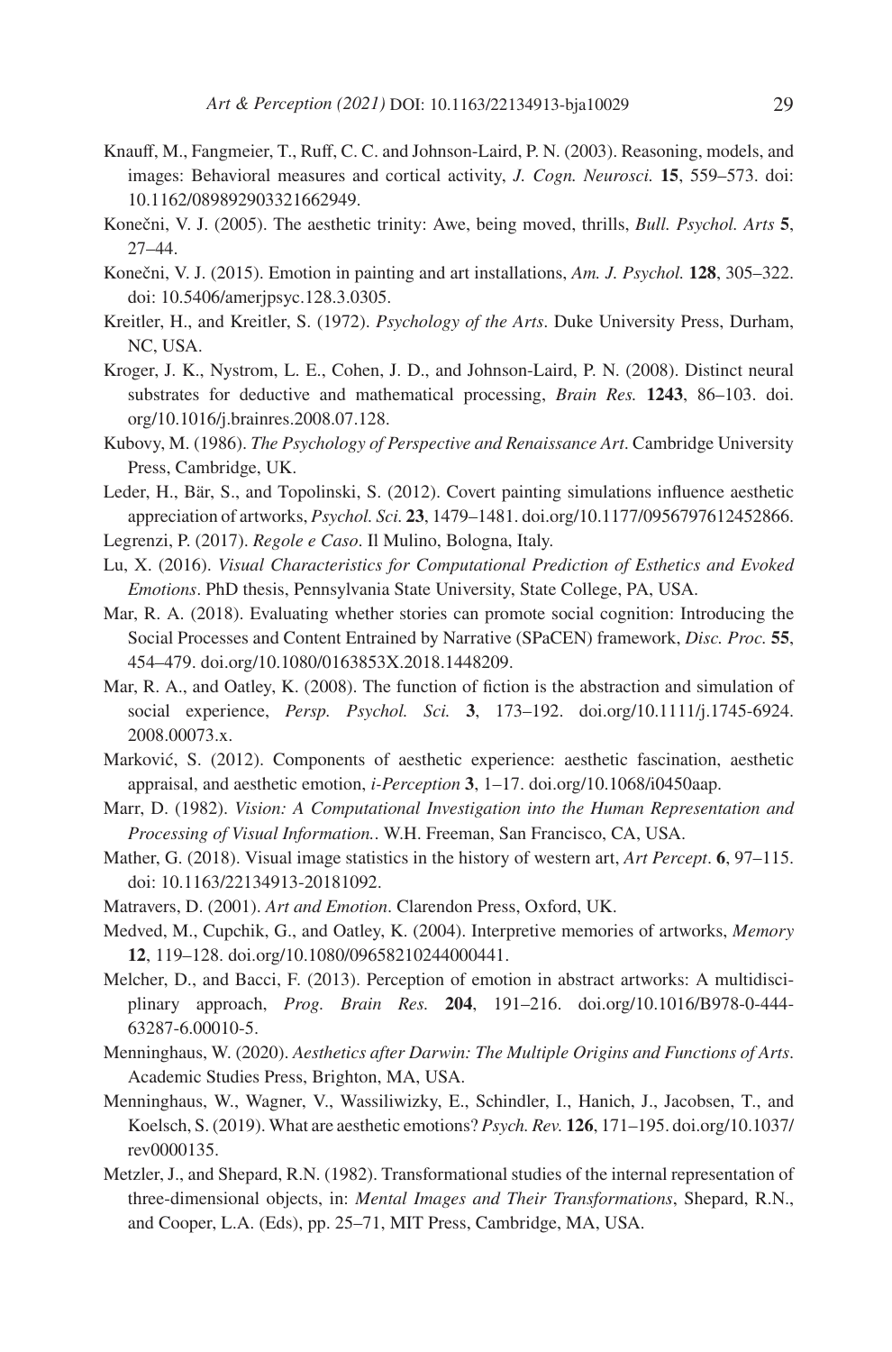Knauff, M., Fangmeier, T., Ruff, C. C. and Johnson-Laird, P. N. (2003). Reasoning, models, and images: Behavioral measures and cortical activity, *J. Cogn. Neurosci.* **15**, 559–573. doi: 10.1162/089892903321662949.

Konečni, V. J. (2005). The aesthetic trinity: Awe, being moved, thrills, *Bull. Psychol. Arts* **5**, 27–44.

Konečni, V. J. (2015). Emotion in painting and art installations, *Am. J. Psychol.* **128**, 305–322. doi: 10.5406/amerjpsyc.128.3.0305.

Kreitler, H., and Kreitler, S. (1972). *Psychology of the Arts*. Duke University Press, Durham, NC, USA.

Kroger, J. K., Nystrom, L. E., Cohen, J. D., and Johnson-Laird, P. N. (2008). Distinct neural substrates for deductive and mathematical processing, *Brain Res.* **1243**, 86–103. doi.org/10.1016/j.brainres.2008.07.128.

Kubovy, M. (1986). *The Psychology of Perspective and Renaissance Art*. Cambridge University Press, Cambridge, UK.

Leder, H., Bär, S., and Topolinski, S. (2012). Covert painting simulations influence aesthetic appreciation of artworks, *Psychol. Sci.* **23**, 1479–1481. doi.org/10.1177/0956797612452866.

Legrenzi, P. (2017). *Regole e Caso*. Il Mulino, Bologna, Italy.

Lu, X. (2016). *Visual Characteristics for Computational Prediction of Esthetics and Evoked Emotions*. PhD thesis, Pennsylvania State University, State College, PA, USA.

Mar, R. A. (2018). Evaluating whether stories can promote social cognition: Introducing the Social Processes and Content Entrained by Narrative (SPaCEN) framework, *Disc. Proc.* **55**, 454–479. doi.org/10.1080/0163853X.2018.1448209.

Mar, R. A., and Oatley, K. (2008). The function of fiction is the abstraction and simulation of social experience, *Persp. Psychol. Sci.* **3**, 173–192. doi.org/10.1111/j.1745-6924.2008.00073.x.

Marković, S. (2012). Components of aesthetic experience: aesthetic fascination, aesthetic appraisal, and aesthetic emotion, *i-Perception* **3**, 1–17. doi.org/10.1068/i0450aap.

Marr, D. (1982). *Vision: A Computational Investigation into the Human Representation and Processing of Visual Information.*. W.H. Freeman, San Francisco, CA, USA.

Mather, G. (2018). Visual image statistics in the history of western art, *Art Percept*. **6**, 97–115. doi: 10.1163/22134913-20181092.

Matravers, D. (2001). *Art and Emotion*. Clarendon Press, Oxford, UK.

Medved, M., Cupchik, G., and Oatley, K. (2004). Interpretive memories of artworks, *Memory* **12**, 119–128. doi.org/10.1080/09658210244000441.

Melcher, D., and Bacci, F. (2013). Perception of emotion in abstract artworks: A multidisciplinary approach, *Prog. Brain Res.* **204**, 191–216. doi.org/10.1016/B978-0-444-63287-6.00010-5.

Menninghaus, W. (2020). *Aesthetics after Darwin: The Multiple Origins and Functions of Arts*. Academic Studies Press, Brighton, MA, USA.

Menninghaus, W., Wagner, V., Wassiliwizky, E., Schindler, I., Hanich, J., Jacobsen, T., and Koelsch, S. (2019). What are aesthetic emotions? *Psych. Rev.* **126**, 171–195. doi.org/10.1037/rev0000135.

Metzler, J., and Shepard, R.N. (1982). Transformational studies of the internal representation of three-dimensional objects, in: *Mental Images and Their Transformations*, Shepard, R.N., and Cooper, L.A. (Eds), pp. 25–71, MIT Press, Cambridge, MA, USA.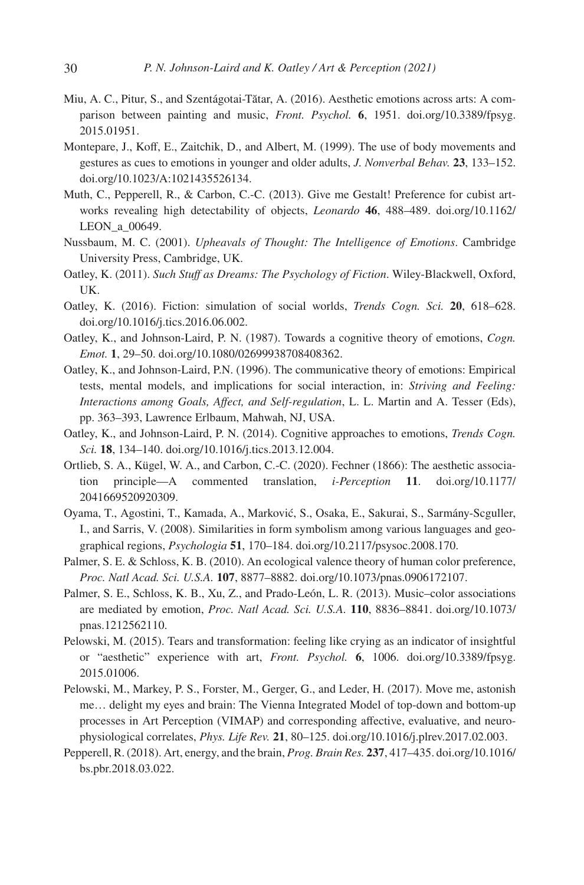Miu, A. C., Pitur, S., and Szentágotai-Tătar, A. (2016). Aesthetic emotions across arts: A comparison between painting and music, *Front. Psychol.* **6**, 1951. doi.org/10.3389/fpsyg.2015.01951.

Montepare, J., Koff, E., Zaitchik, D., and Albert, M. (1999). The use of body movements and gestures as cues to emotions in younger and older adults, *J. Nonverbal Behav.* **23**, 133–152. doi.org/10.1023/A:1021435526134.

Muth, C., Pepperell, R., & Carbon, C.-C. (2013). Give me Gestalt! Preference for cubist artworks revealing high detectability of objects, *Leonardo* **46**, 488–489. doi.org/10.1162/LEON_a_00649.

Nussbaum, M. C. (2001). *Upheavals of Thought: The Intelligence of Emotions*. Cambridge University Press, Cambridge, UK.

Oatley, K. (2011). *Such Stuff as Dreams: The Psychology of Fiction*. Wiley-Blackwell, Oxford, UK.

Oatley, K. (2016). Fiction: simulation of social worlds, *Trends Cogn. Sci.* **20**, 618–628. doi.org/10.1016/j.tics.2016.06.002.

Oatley, K., and Johnson-Laird, P. N. (1987). Towards a cognitive theory of emotions, *Cogn. Emot.* **1**, 29–50. doi.org/10.1080/02699938708408362.

Oatley, K., and Johnson-Laird, P.N. (1996). The communicative theory of emotions: Empirical tests, mental models, and implications for social interaction, in: *Striving and Feeling: Interactions among Goals, Affect, and Self-regulation*, L. L. Martin and A. Tesser (Eds), pp. 363–393, Lawrence Erlbaum, Mahwah, NJ, USA.

Oatley, K., and Johnson-Laird, P. N. (2014). Cognitive approaches to emotions, *Trends Cogn. Sci.* **18**, 134–140. doi.org/10.1016/j.tics.2013.12.004.

Ortlieb, S. A., Kügel, W. A., and Carbon, C.-C. (2020). Fechner (1866): The aesthetic association principle—A commented translation, *i-Perception* **11**. doi.org/10.1177/2041669520920309.

Oyama, T., Agostini, T., Kamada, A., Marković, S., Osaka, E., Sakurai, S., Sarmány-Scguller, I., and Sarris, V. (2008). Similarities in form symbolism among various languages and geographical regions, *Psychologia* **51**, 170–184. doi.org/10.2117/psysoc.2008.170.

Palmer, S. E. & Schloss, K. B. (2010). An ecological valence theory of human color preference, *Proc. Natl Acad. Sci. U.S.A.* **107**, 8877–8882. doi.org/10.1073/pnas.0906172107.

Palmer, S. E., Schloss, K. B., Xu, Z., and Prado-León, L. R. (2013). Music–color associations are mediated by emotion, *Proc. Natl Acad. Sci. U.S.A.* **110**, 8836–8841. doi.org/10.1073/pnas.1212562110.

Pelowski, M. (2015). Tears and transformation: feeling like crying as an indicator of insightful or "aesthetic" experience with art, *Front. Psychol.* **6**, 1006. doi.org/10.3389/fpsyg.2015.01006.

Pelowski, M., Markey, P. S., Forster, M., Gerger, G., and Leder, H. (2017). Move me, astonish me… delight my eyes and brain: The Vienna Integrated Model of top-down and bottom-up processes in Art Perception (VIMAP) and corresponding affective, evaluative, and neurophysiological correlates, *Phys. Life Rev.* **21**, 80–125. doi.org/10.1016/j.plrev.2017.02.003.

Pepperell, R. (2018). Art, energy, and the brain, *Prog. Brain Res.* **237**, 417–435. doi.org/10.1016/bs.pbr.2018.03.022.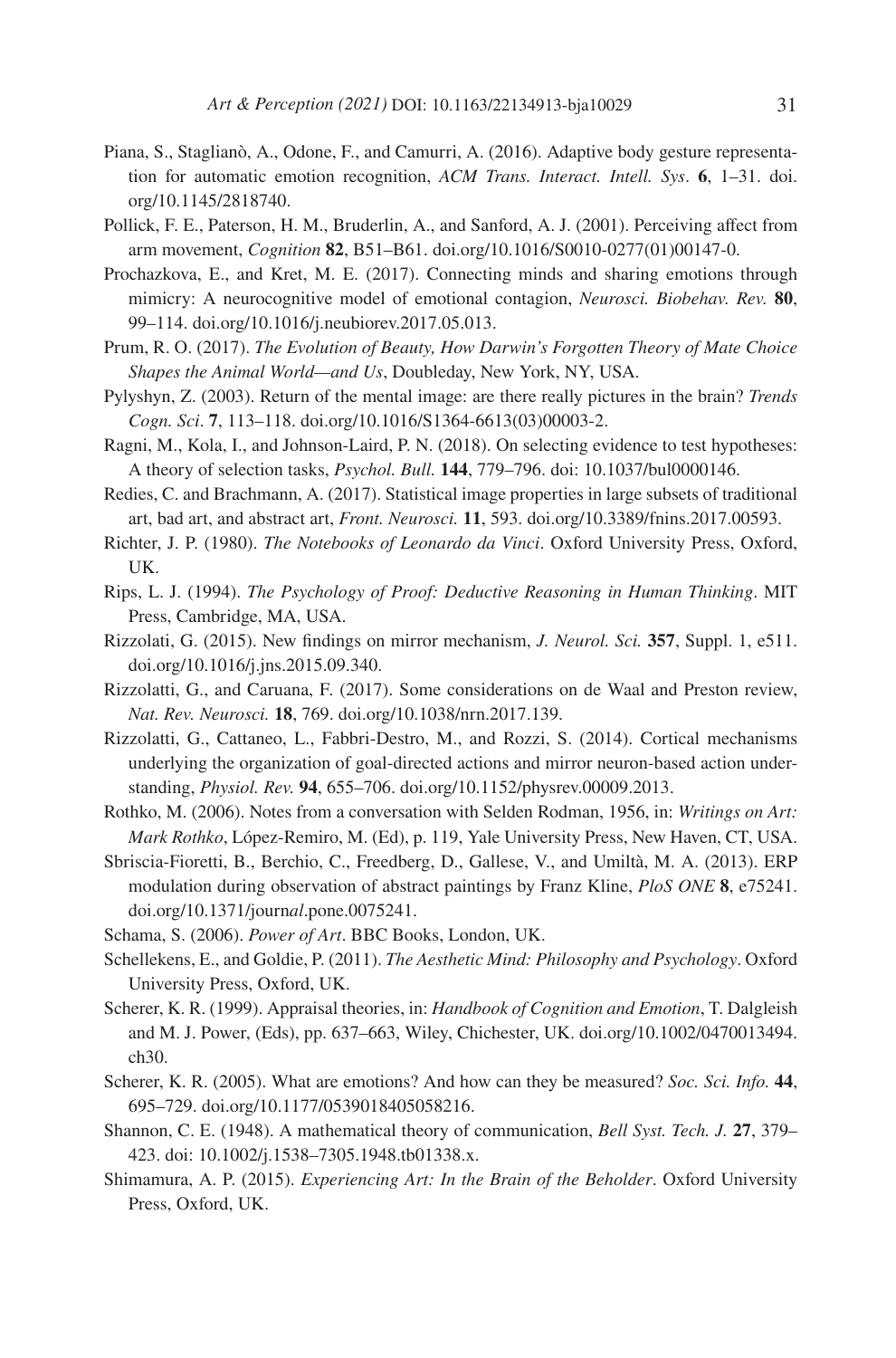Piana, S., Staglianò, A., Odone, F., and Camurri, A. (2016). Adaptive body gesture representation for automatic emotion recognition, *ACM Trans. Interact. Intell. Sys*. **6**, 1–31. doi.org/10.1145/2818740.

Pollick, F. E., Paterson, H. M., Bruderlin, A., and Sanford, A. J. (2001). Perceiving affect from arm movement, *Cognition* **82**, B51–B61. doi.org/10.1016/S0010-0277(01)00147-0.

Prochazkova, E., and Kret, M. E. (2017). Connecting minds and sharing emotions through mimicry: A neurocognitive model of emotional contagion, *Neurosci. Biobehav. Rev.* **80**, 99–114. doi.org/10.1016/j.neubiorev.2017.05.013.

Prum, R. O. (2017). *The Evolution of Beauty, How Darwin's Forgotten Theory of Mate Choice Shapes the Animal World—and Us*, Doubleday, New York, NY, USA.

Pylyshyn, Z. (2003). Return of the mental image: are there really pictures in the brain? *Trends Cogn. Sci*. **7**, 113–118. doi.org/10.1016/S1364-6613(03)00003-2.

Ragni, M., Kola, I., and Johnson-Laird, P. N. (2018). On selecting evidence to test hypotheses: A theory of selection tasks, *Psychol. Bull.* **144**, 779–796. doi: 10.1037/bul0000146.

Redies, C. and Brachmann, A. (2017). Statistical image properties in large subsets of traditional art, bad art, and abstract art, *Front. Neurosci.* **11**, 593. doi.org/10.3389/fnins.2017.00593.

Richter, J. P. (1980). *The Notebooks of Leonardo da Vinci*. Oxford University Press, Oxford, UK.

Rips, L. J. (1994). *The Psychology of Proof: Deductive Reasoning in Human Thinking*. MIT Press, Cambridge, MA, USA.

Rizzolati, G. (2015). New findings on mirror mechanism, *J. Neurol. Sci.* **357**, Suppl. 1, e511. doi.org/10.1016/j.jns.2015.09.340.

Rizzolatti, G., and Caruana, F. (2017). Some considerations on de Waal and Preston review, *Nat. Rev. Neurosci.* **18**, 769. doi.org/10.1038/nrn.2017.139.

Rizzolatti, G., Cattaneo, L., Fabbri-Destro, M., and Rozzi, S. (2014). Cortical mechanisms underlying the organization of goal-directed actions and mirror neuron-based action understanding, *Physiol. Rev.* **94**, 655–706. doi.org/10.1152/physrev.00009.2013.

Rothko, M. (2006). Notes from a conversation with Selden Rodman, 1956, in: *Writings on Art: Mark Rothko*, López-Remiro, M. (Ed), p. 119, Yale University Press, New Haven, CT, USA.

Sbriscia-Fioretti, B., Berchio, C., Freedberg, D., Gallese, V., and Umiltà, M. A. (2013). ERP modulation during observation of abstract paintings by Franz Kline, *PloS ONE* **8**, e75241. doi.org/10.1371/journal.pone.0075241.

Schama, S. (2006). *Power of Art*. BBC Books, London, UK.

Schellekens, E., and Goldie, P. (2011). *The Aesthetic Mind: Philosophy and Psychology*. Oxford University Press, Oxford, UK.

Scherer, K. R. (1999). Appraisal theories, in: *Handbook of Cognition and Emotion*, T. Dalgleish and M. J. Power, (Eds), pp. 637–663, Wiley, Chichester, UK. doi.org/10.1002/0470013494.ch30.

Scherer, K. R. (2005). What are emotions? And how can they be measured? *Soc. Sci. Info.* **44**, 695–729. doi.org/10.1177/0539018405058216.

Shannon, C. E. (1948). A mathematical theory of communication, *Bell Syst. Tech. J.* **27**, 379–423. doi: 10.1002/j.1538–7305.1948.tb01338.x.

Shimamura, A. P. (2015). *Experiencing Art: In the Brain of the Beholder*. Oxford University Press, Oxford, UK.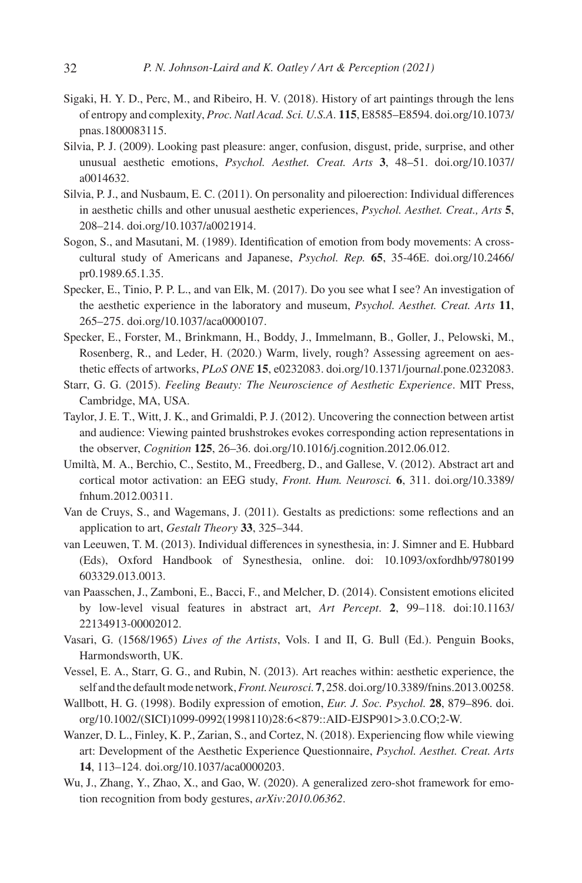Sigaki, H. Y. D., Perc, M., and Ribeiro, H. V. (2018). History of art paintings through the lens of entropy and complexity, *Proc. Natl Acad. Sci. U.S.A.* **115**, E8585–E8594. doi.org/10.1073/pnas.1800083115.

Silvia, P. J. (2009). Looking past pleasure: anger, confusion, disgust, pride, surprise, and other unusual aesthetic emotions, *Psychol. Aesthet. Creat. Arts* **3**, 48–51. doi.org/10.1037/a0014632.

Silvia, P. J., and Nusbaum, E. C. (2011). On personality and piloerection: Individual differences in aesthetic chills and other unusual aesthetic experiences, *Psychol. Aesthet. Creat., Arts* **5**, 208–214. doi.org/10.1037/a0021914.

Sogon, S., and Masutani, M. (1989). Identification of emotion from body movements: A cross-cultural study of Americans and Japanese, *Psychol. Rep.* **65**, 35-46E. doi.org/10.2466/pr0.1989.65.1.35.

Specker, E., Tinio, P. P. L., and van Elk, M. (2017). Do you see what I see? An investigation of the aesthetic experience in the laboratory and museum, *Psychol. Aesthet. Creat. Arts* **11**, 265–275. doi.org/10.1037/aca0000107.

Specker, E., Forster, M., Brinkmann, H., Boddy, J., Immelmann, B., Goller, J., Pelowski, M., Rosenberg, R., and Leder, H. (2020.) Warm, lively, rough? Assessing agreement on aesthetic effects of artworks, *PLoS ONE* **15**, e0232083. doi.org/10.1371/journ*al*.pone.0232083.

Starr, G. G. (2015). *Feeling Beauty: The Neuroscience of Aesthetic Experience*. MIT Press, Cambridge, MA, USA.

Taylor, J. E. T., Witt, J. K., and Grimaldi, P. J. (2012). Uncovering the connection between artist and audience: Viewing painted brushstrokes evokes corresponding action representations in the observer, *Cognition* **125**, 26–36. doi.org/10.1016/j.cognition.2012.06.012.

Umiltà, M. A., Berchio, C., Sestito, M., Freedberg, D., and Gallese, V. (2012). Abstract art and cortical motor activation: an EEG study, *Front. Hum. Neurosci.* **6**, 311. doi.org/10.3389/fnhum.2012.00311.

Van de Cruys, S., and Wagemans, J. (2011). Gestalts as predictions: some reflections and an application to art, *Gestalt Theory* **33**, 325–344.

van Leeuwen, T. M. (2013). Individual differences in synesthesia, in: J. Simner and E. Hubbard (Eds), Oxford Handbook of Synesthesia, online. doi: 10.1093/oxfordhb/9780199603329.013.0013.

van Paasschen, J., Zamboni, E., Bacci, F., and Melcher, D. (2014). Consistent emotions elicited by low-level visual features in abstract art, *Art Percept*. **2**, 99–118. doi:10.1163/22134913-00002012.

Vasari, G. (1568/1965) *Lives of the Artists*, Vols. I and II, G. Bull (Ed.). Penguin Books, Harmondsworth, UK.

Vessel, E. A., Starr, G. G., and Rubin, N. (2013). Art reaches within: aesthetic experience, the self and the default mode network, *Front. Neurosci.* **7**, 258. doi.org/10.3389/fnins.2013.00258.

Wallbott, H. G. (1998). Bodily expression of emotion, *Eur. J. Soc. Psychol.* **28**, 879–896. doi.org/10.1002/(SICI)1099-0992(1998110)28:6<879::AID-EJSP901>3.0.CO;2-W.

Wanzer, D. L., Finley, K. P., Zarian, S., and Cortez, N. (2018). Experiencing flow while viewing art: Development of the Aesthetic Experience Questionnaire, *Psychol. Aesthet. Creat. Arts* **14**, 113–124. doi.org/10.1037/aca0000203.

Wu, J., Zhang, Y., Zhao, X., and Gao, W. (2020). A generalized zero-shot framework for emotion recognition from body gestures, *arXiv:2010.06362*.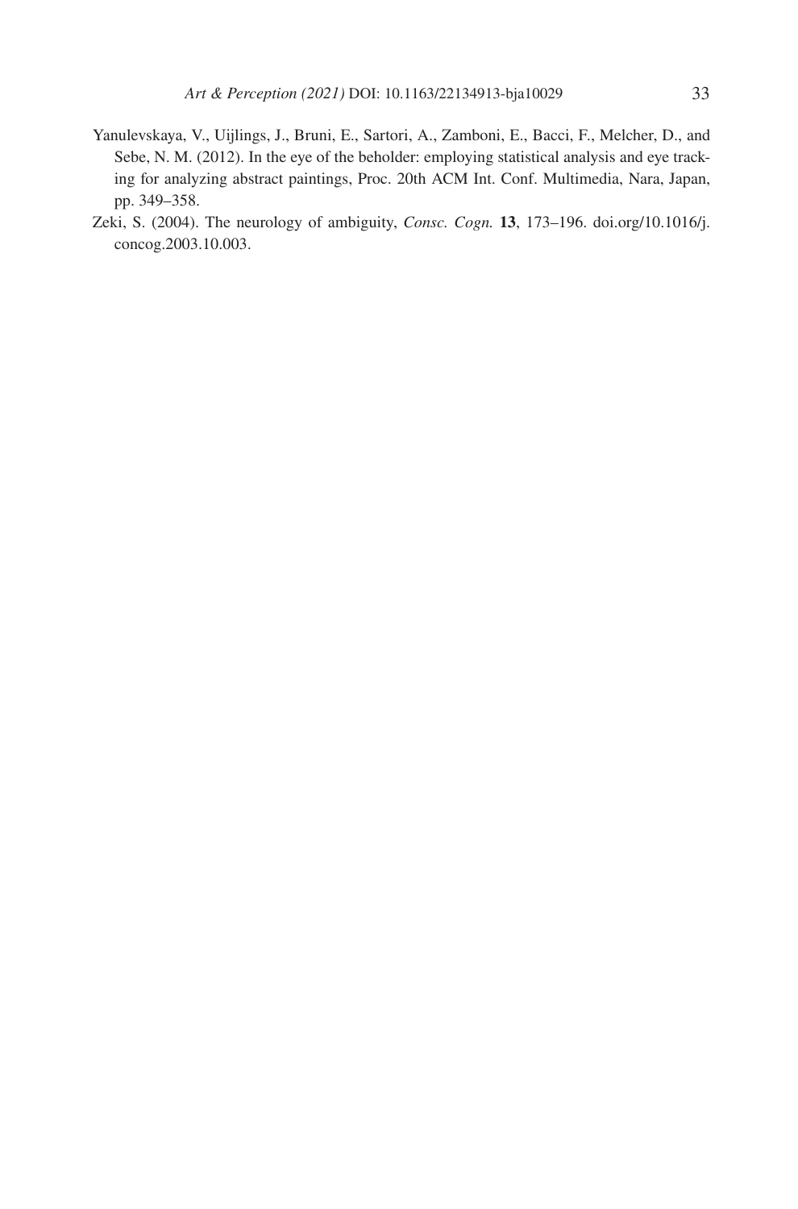Yanulevskaya, V., Uijlings, J., Bruni, E., Sartori, A., Zamboni, E., Bacci, F., Melcher, D., and Sebe, N. M. (2012). In the eye of the beholder: employing statistical analysis and eye tracking for analyzing abstract paintings, Proc. 20th ACM Int. Conf. Multimedia, Nara, Japan, pp. 349–358.

Zeki, S. (2004). The neurology of ambiguity, *Consc. Cogn.* **13**, 173–196. doi.org/10.1016/j.concog.2003.10.003.